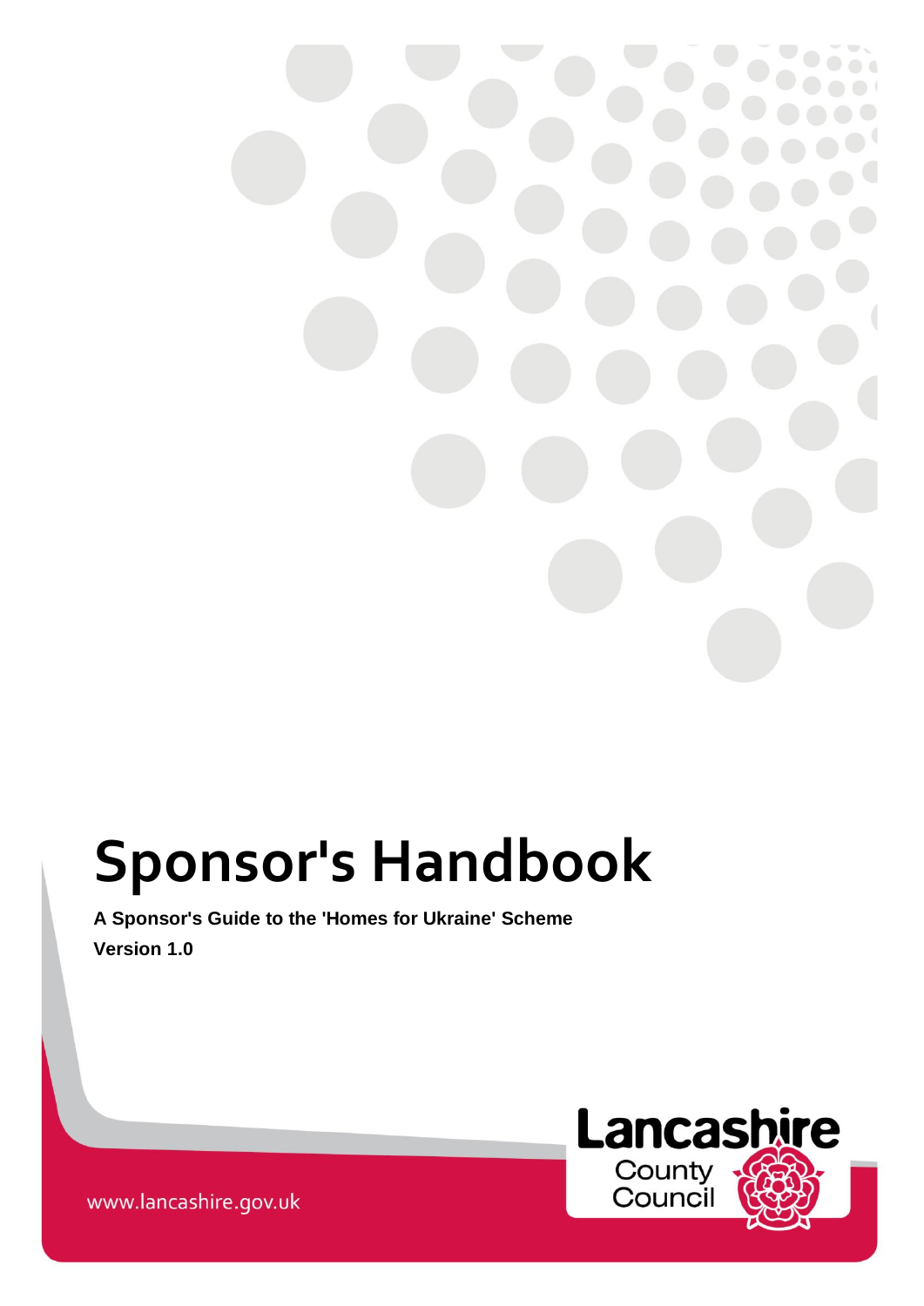# Sponsor's Handbook

**A Sponsor's Guide to the 'Homes for Ukraine' Scheme**

**Version 1.0**

Lancashire County Council

www.lancashire.gov.uk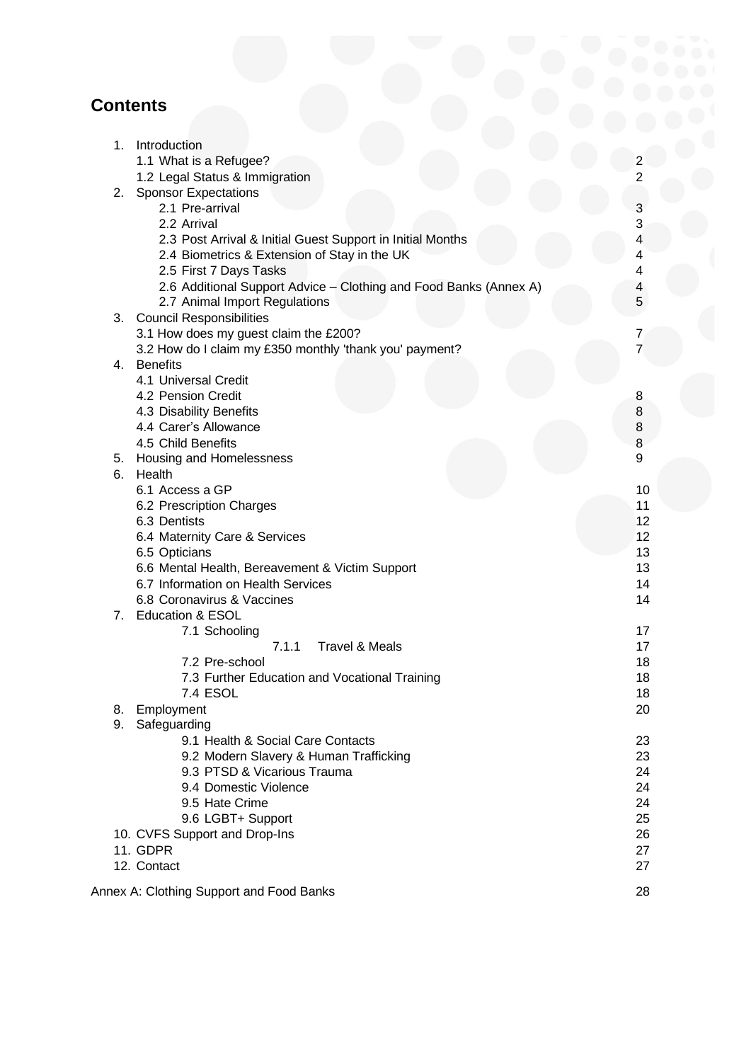## Contents

1. Introduction
   - 1.1 What is a Refugee? 2
   - 1.2 Legal Status & Immigration 2
2. Sponsor Expectations
   - 2.1 Pre-arrival 3
   - 2.2 Arrival 3
   - 2.3 Post Arrival & Initial Guest Support in Initial Months 4
   - 2.4 Biometrics & Extension of Stay in the UK 4
   - 2.5 First 7 Days Tasks 4
   - 2.6 Additional Support Advice – Clothing and Food Banks (Annex A) 4
   - 2.7 Animal Import Regulations 5
3. Council Responsibilities
   - 3.1 How does my guest claim the £200? 7
   - 3.2 How do I claim my £350 monthly 'thank you' payment? 7
4. Benefits
   - 4.1 Universal Credit
   - 4.2 Pension Credit 8
   - 4.3 Disability Benefits 8
   - 4.4 Carer's Allowance 8
   - 4.5 Child Benefits 8
5. Housing and Homelessness 9
6. Health
   - 6.1 Access a GP 10
   - 6.2 Prescription Charges 11
   - 6.3 Dentists 12
   - 6.4 Maternity Care & Services 12
   - 6.5 Opticians 13
   - 6.6 Mental Health, Bereavement & Victim Support 13
   - 6.7 Information on Health Services 14
   - 6.8 Coronavirus & Vaccines 14
7. Education & ESOL
   - 7.1 Schooling 17
     - 7.1.1 Travel & Meals 17
   - 7.2 Pre-school 18
   - 7.3 Further Education and Vocational Training 18
   - 7.4 ESOL 18
8. Employment 20
9. Safeguarding
   - 9.1 Health & Social Care Contacts 23
   - 9.2 Modern Slavery & Human Trafficking 23
   - 9.3 PTSD & Vicarious Trauma 24
   - 9.4 Domestic Violence 24
   - 9.5 Hate Crime 24
   - 9.6 LGBT+ Support 25
10. CVFS Support and Drop-Ins 26
11. GDPR 27
12. Contact 27

Annex A: Clothing Support and Food Banks 28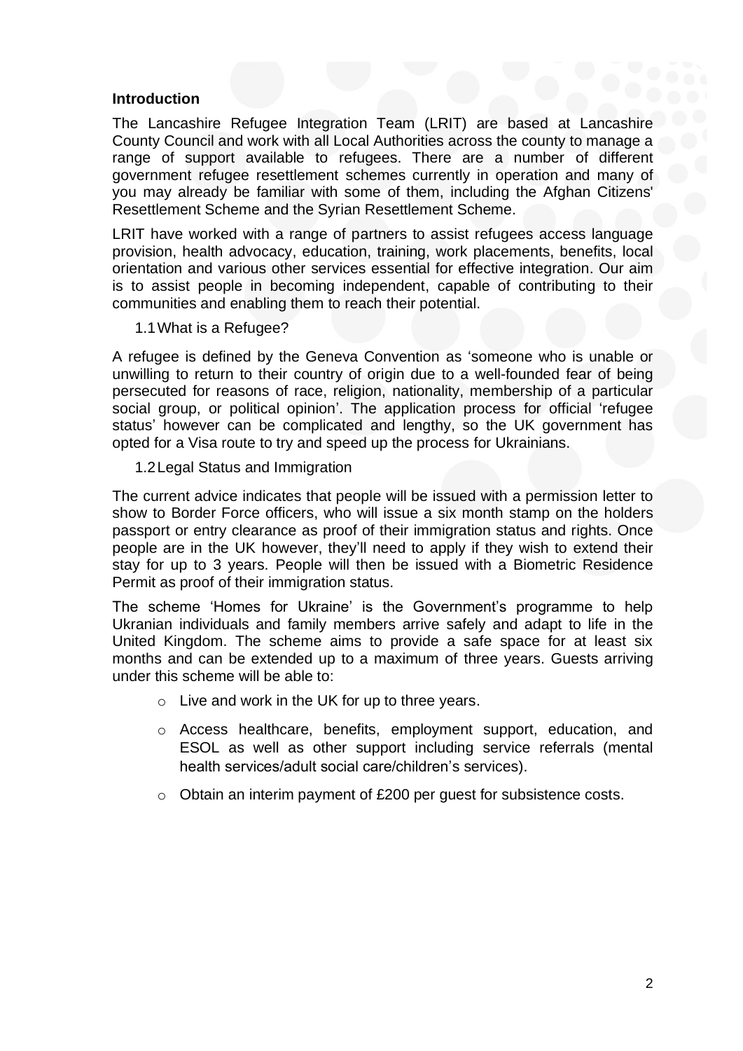## Introduction

The Lancashire Refugee Integration Team (LRIT) are based at Lancashire County Council and work with all Local Authorities across the county to manage a range of support available to refugees. There are a number of different government refugee resettlement schemes currently in operation and many of you may already be familiar with some of them, including the Afghan Citizens' Resettlement Scheme and the Syrian Resettlement Scheme.

LRIT have worked with a range of partners to assist refugees access language provision, health advocacy, education, training, work placements, benefits, local orientation and various other services essential for effective integration. Our aim is to assist people in becoming independent, capable of contributing to their communities and enabling them to reach their potential.

### 1.1 What is a Refugee?

A refugee is defined by the Geneva Convention as 'someone who is unable or unwilling to return to their country of origin due to a well-founded fear of being persecuted for reasons of race, religion, nationality, membership of a particular social group, or political opinion'. The application process for official 'refugee status' however can be complicated and lengthy, so the UK government has opted for a Visa route to try and speed up the process for Ukrainians.

### 1.2 Legal Status and Immigration

The current advice indicates that people will be issued with a permission letter to show to Border Force officers, who will issue a six month stamp on the holders passport or entry clearance as proof of their immigration status and rights. Once people are in the UK however, they'll need to apply if they wish to extend their stay for up to 3 years. People will then be issued with a Biometric Residence Permit as proof of their immigration status.

The scheme 'Homes for Ukraine' is the Government's programme to help Ukranian individuals and family members arrive safely and adapt to life in the United Kingdom. The scheme aims to provide a safe space for at least six months and can be extended up to a maximum of three years. Guests arriving under this scheme will be able to:

- Live and work in the UK for up to three years.
- Access healthcare, benefits, employment support, education, and ESOL as well as other support including service referrals (mental health services/adult social care/children's services).
- Obtain an interim payment of £200 per guest for subsistence costs.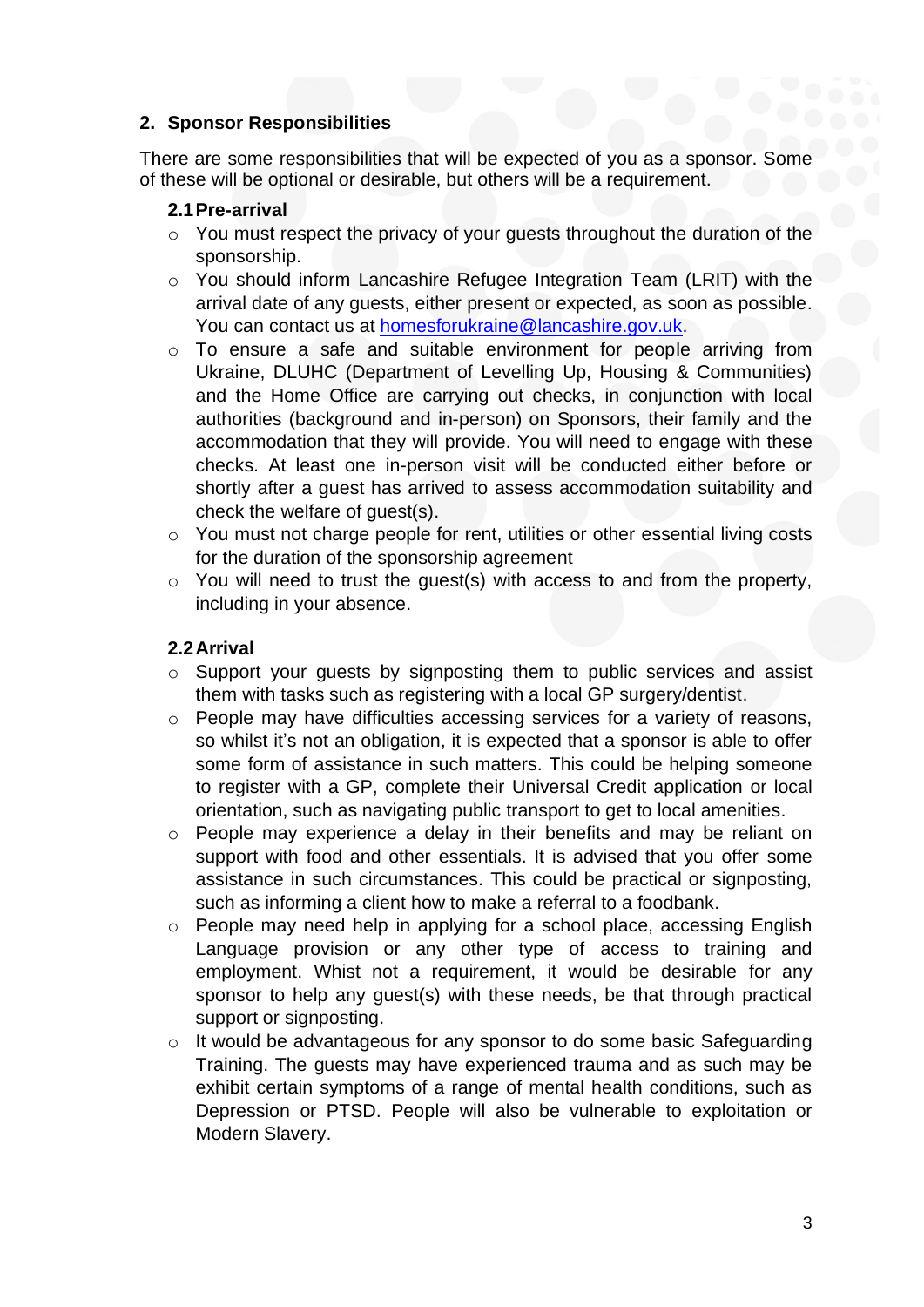## 2. Sponsor Responsibilities

There are some responsibilities that will be expected of you as a sponsor. Some of these will be optional or desirable, but others will be a requirement.

### 2.1 Pre-arrival

- You must respect the privacy of your guests throughout the duration of the sponsorship.
- You should inform Lancashire Refugee Integration Team (LRIT) with the arrival date of any guests, either present or expected, as soon as possible. You can contact us at [homesforukraine@lancashire.gov.uk](mailto:homesforukraine@lancashire.gov.uk).
- To ensure a safe and suitable environment for people arriving from Ukraine, DLUHC (Department of Levelling Up, Housing & Communities) and the Home Office are carrying out checks, in conjunction with local authorities (background and in-person) on Sponsors, their family and the accommodation that they will provide. You will need to engage with these checks. At least one in-person visit will be conducted either before or shortly after a guest has arrived to assess accommodation suitability and check the welfare of guest(s).
- You must not charge people for rent, utilities or other essential living costs for the duration of the sponsorship agreement
- You will need to trust the guest(s) with access to and from the property, including in your absence.

### 2.2 Arrival

- Support your guests by signposting them to public services and assist them with tasks such as registering with a local GP surgery/dentist.
- People may have difficulties accessing services for a variety of reasons, so whilst it's not an obligation, it is expected that a sponsor is able to offer some form of assistance in such matters. This could be helping someone to register with a GP, complete their Universal Credit application or local orientation, such as navigating public transport to get to local amenities.
- People may experience a delay in their benefits and may be reliant on support with food and other essentials. It is advised that you offer some assistance in such circumstances. This could be practical or signposting, such as informing a client how to make a referral to a foodbank.
- People may need help in applying for a school place, accessing English Language provision or any other type of access to training and employment. Whist not a requirement, it would be desirable for any sponsor to help any guest(s) with these needs, be that through practical support or signposting.
- It would be advantageous for any sponsor to do some basic Safeguarding Training. The guests may have experienced trauma and as such may be exhibit certain symptoms of a range of mental health conditions, such as Depression or PTSD. People will also be vulnerable to exploitation or Modern Slavery.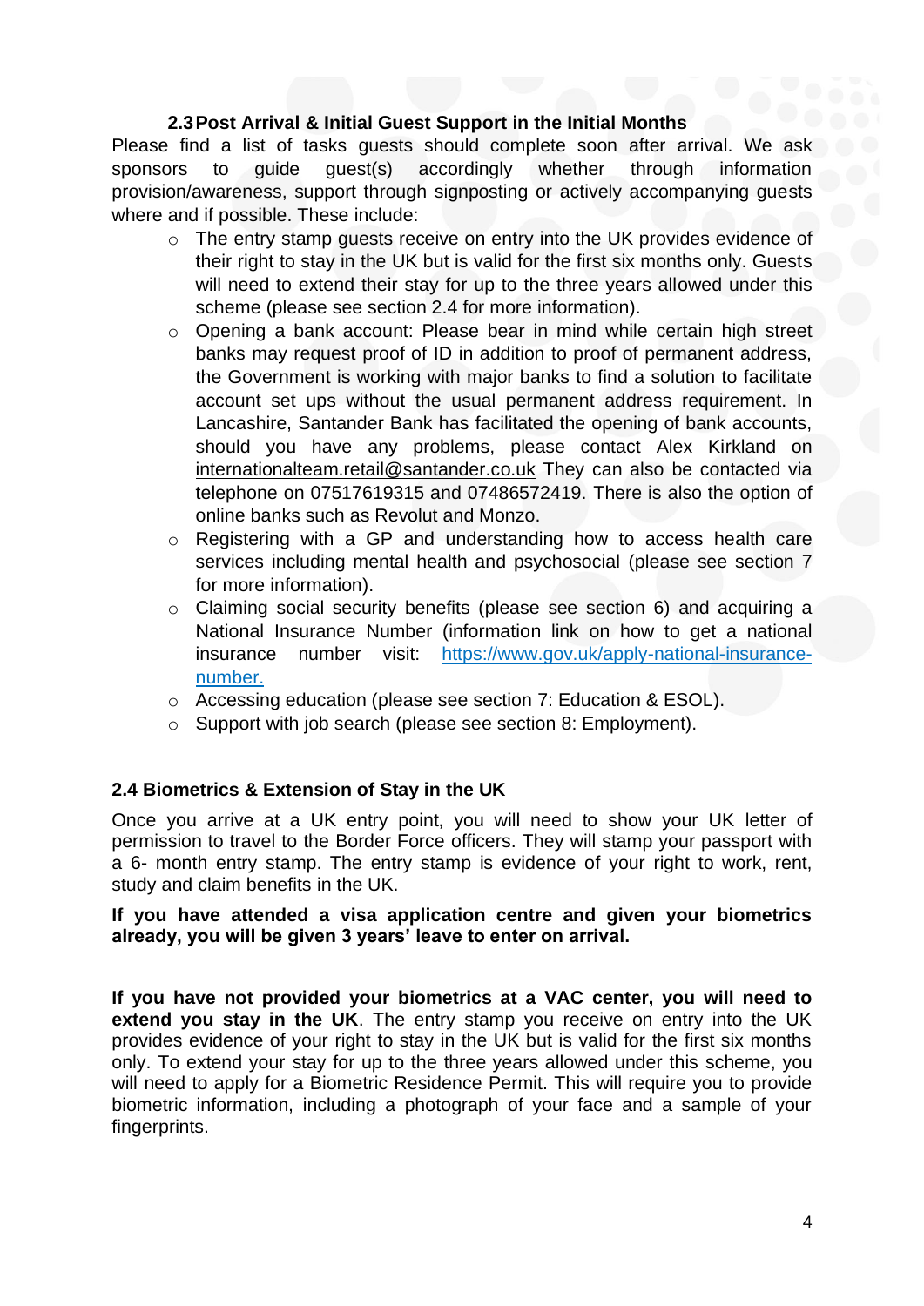### 2.3 Post Arrival & Initial Guest Support in the Initial Months

Please find a list of tasks guests should complete soon after arrival. We ask sponsors to guide guest(s) accordingly whether through information provision/awareness, support through signposting or actively accompanying guests where and if possible. These include:

- The entry stamp guests receive on entry into the UK provides evidence of their right to stay in the UK but is valid for the first six months only. Guests will need to extend their stay for up to the three years allowed under this scheme (please see section 2.4 for more information).
- Opening a bank account: Please bear in mind while certain high street banks may request proof of ID in addition to proof of permanent address, the Government is working with major banks to find a solution to facilitate account set ups without the usual permanent address requirement. In Lancashire, Santander Bank has facilitated the opening of bank accounts, should you have any problems, please contact Alex Kirkland on internationalteam.retail@santander.co.uk They can also be contacted via telephone on 07517619315 and 07486572419. There is also the option of online banks such as Revolut and Monzo.
- Registering with a GP and understanding how to access health care services including mental health and psychosocial (please see section 7 for more information).
- Claiming social security benefits (please see section 6) and acquiring a National Insurance Number (information link on how to get a national insurance number visit: https://www.gov.uk/apply-national-insurance-number.
- Accessing education (please see section 7: Education & ESOL).
- Support with job search (please see section 8: Employment).

### 2.4 Biometrics & Extension of Stay in the UK

Once you arrive at a UK entry point, you will need to show your UK letter of permission to travel to the Border Force officers. They will stamp your passport with a 6- month entry stamp. The entry stamp is evidence of your right to work, rent, study and claim benefits in the UK.

**If you have attended a visa application centre and given your biometrics already, you will be given 3 years' leave to enter on arrival.**

**If you have not provided your biometrics at a VAC center, you will need to extend you stay in the UK**. The entry stamp you receive on entry into the UK provides evidence of your right to stay in the UK but is valid for the first six months only. To extend your stay for up to the three years allowed under this scheme, you will need to apply for a Biometric Residence Permit. This will require you to provide biometric information, including a photograph of your face and a sample of your fingerprints.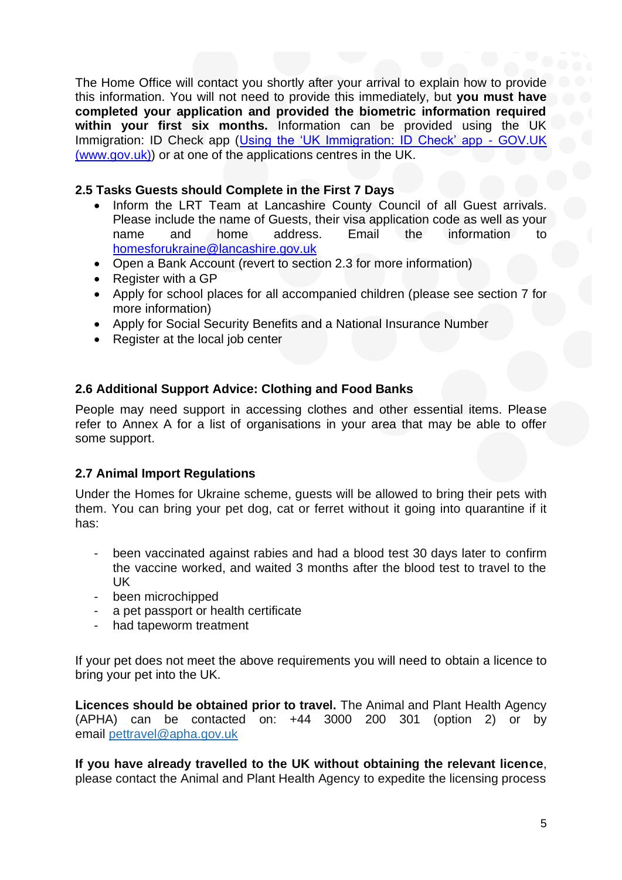The Home Office will contact you shortly after your arrival to explain how to provide this information. You will not need to provide this immediately, but **you must have completed your application and provided the biometric information required within your first six months.** Information can be provided using the UK Immigration: ID Check app ([Using the 'UK Immigration: ID Check' app - GOV.UK (www.gov.uk)](https://www.gov.uk)) or at one of the applications centres in the UK.

### 2.5 Tasks Guests should Complete in the First 7 Days

- Inform the LRT Team at Lancashire County Council of all Guest arrivals. Please include the name of Guests, their visa application code as well as your name and home address. Email the information to [homesforukraine@lancashire.gov.uk](mailto:homesforukraine@lancashire.gov.uk)
- Open a Bank Account (revert to section 2.3 for more information)
- Register with a GP
- Apply for school places for all accompanied children (please see section 7 for more information)
- Apply for Social Security Benefits and a National Insurance Number
- Register at the local job center

### 2.6 Additional Support Advice: Clothing and Food Banks

People may need support in accessing clothes and other essential items. Please refer to Annex A for a list of organisations in your area that may be able to offer some support.

### 2.7 Animal Import Regulations

Under the Homes for Ukraine scheme, guests will be allowed to bring their pets with them. You can bring your pet dog, cat or ferret without it going into quarantine if it has:

- been vaccinated against rabies and had a blood test 30 days later to confirm the vaccine worked, and waited 3 months after the blood test to travel to the UK
- been microchipped
- a pet passport or health certificate
- had tapeworm treatment

If your pet does not meet the above requirements you will need to obtain a licence to bring your pet into the UK.

**Licences should be obtained prior to travel.** The Animal and Plant Health Agency (APHA) can be contacted on: +44 3000 200 301 (option 2) or by email [pettravel@apha.gov.uk](mailto:pettravel@apha.gov.uk)

**If you have already travelled to the UK without obtaining the relevant licence**, please contact the Animal and Plant Health Agency to expedite the licensing process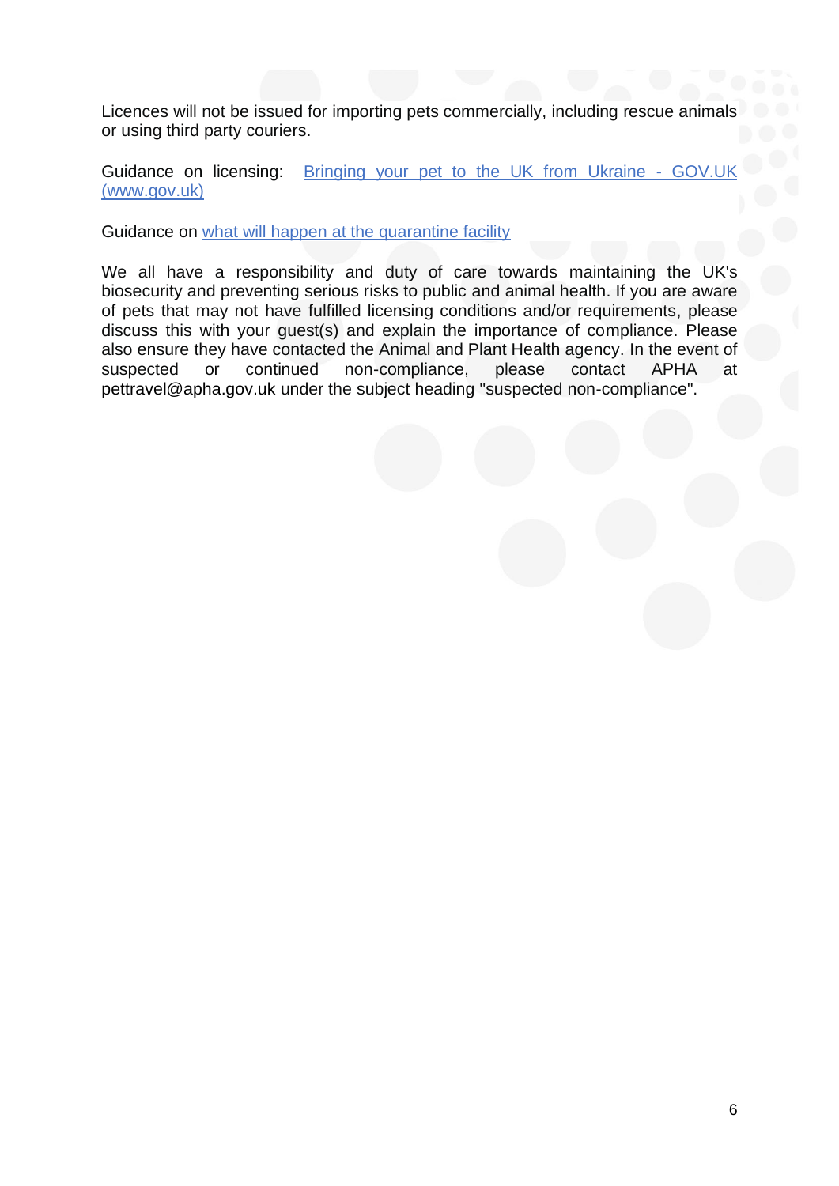Licences will not be issued for importing pets commercially, including rescue animals or using third party couriers.

Guidance on licensing: [Bringing your pet to the UK from Ukraine - GOV.UK (www.gov.uk)]()

Guidance on [what will happen at the quarantine facility]()

We all have a responsibility and duty of care towards maintaining the UK's biosecurity and preventing serious risks to public and animal health. If you are aware of pets that may not have fulfilled licensing conditions and/or requirements, please discuss this with your guest(s) and explain the importance of compliance. Please also ensure they have contacted the Animal and Plant Health agency. In the event of suspected or continued non-compliance, please contact APHA at pettravel@apha.gov.uk under the subject heading "suspected non-compliance".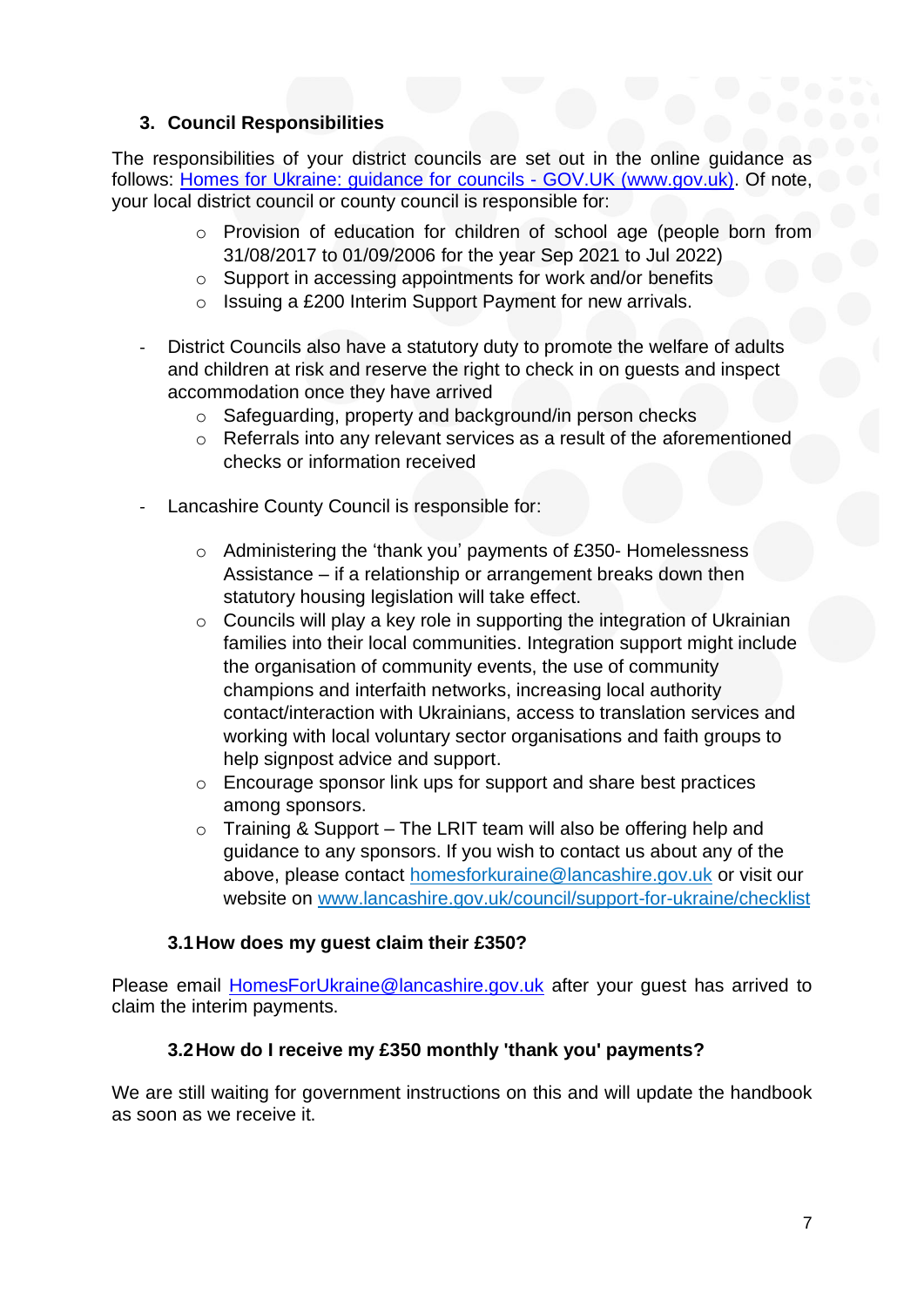### 3. Council Responsibilities

The responsibilities of your district councils are set out in the online guidance as follows: [Homes for Ukraine: guidance for councils - GOV.UK (www.gov.uk)](https://www.gov.uk). Of note, your local district council or county council is responsible for:

- Provision of education for children of school age (people born from 31/08/2017 to 01/09/2006 for the year Sep 2021 to Jul 2022)
- Support in accessing appointments for work and/or benefits
- Issuing a £200 Interim Support Payment for new arrivals.

- District Councils also have a statutory duty to promote the welfare of adults and children at risk and reserve the right to check in on guests and inspect accommodation once they have arrived
  - Safeguarding, property and background/in person checks
  - Referrals into any relevant services as a result of the aforementioned checks or information received

- Lancashire County Council is responsible for:
  - Administering the 'thank you' payments of £350- Homelessness Assistance – if a relationship or arrangement breaks down then statutory housing legislation will take effect.
  - Councils will play a key role in supporting the integration of Ukrainian families into their local communities. Integration support might include the organisation of community events, the use of community champions and interfaith networks, increasing local authority contact/interaction with Ukrainians, access to translation services and working with local voluntary sector organisations and faith groups to help signpost advice and support.
  - Encourage sponsor link ups for support and share best practices among sponsors.
  - Training & Support – The LRIT team will also be offering help and guidance to any sponsors. If you wish to contact us about any of the above, please contact homesforkuraine@lancashire.gov.uk or visit our website on www.lancashire.gov.uk/council/support-for-ukraine/checklist

#### 3.1 How does my guest claim their £350?

Please email HomesForUkraine@lancashire.gov.uk after your guest has arrived to claim the interim payments.

#### 3.2 How do I receive my £350 monthly 'thank you' payments?

We are still waiting for government instructions on this and will update the handbook as soon as we receive it.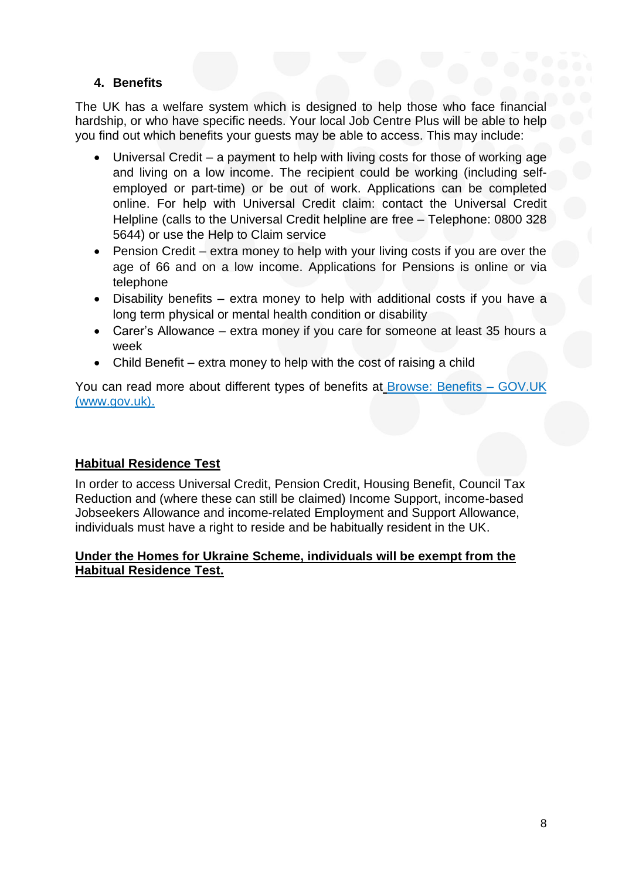## 4. Benefits

The UK has a welfare system which is designed to help those who face financial hardship, or who have specific needs. Your local Job Centre Plus will be able to help you find out which benefits your guests may be able to access. This may include:

- Universal Credit – a payment to help with living costs for those of working age and living on a low income. The recipient could be working (including self-employed or part-time) or be out of work. Applications can be completed online. For help with Universal Credit claim: contact the Universal Credit Helpline (calls to the Universal Credit helpline are free – Telephone: 0800 328 5644) or use the Help to Claim service
- Pension Credit – extra money to help with your living costs if you are over the age of 66 and on a low income. Applications for Pensions is online or via telephone
- Disability benefits – extra money to help with additional costs if you have a long term physical or mental health condition or disability
- Carer's Allowance – extra money if you care for someone at least 35 hours a week
- Child Benefit – extra money to help with the cost of raising a child

You can read more about different types of benefits at [Browse: Benefits – GOV.UK (www.gov.uk).](https://www.gov.uk/browse/benefits)

### Habitual Residence Test

In order to access Universal Credit, Pension Credit, Housing Benefit, Council Tax Reduction and (where these can still be claimed) Income Support, income-based Jobseekers Allowance and income-related Employment and Support Allowance, individuals must have a right to reside and be habitually resident in the UK.

**Under the Homes for Ukraine Scheme, individuals will be exempt from the Habitual Residence Test.**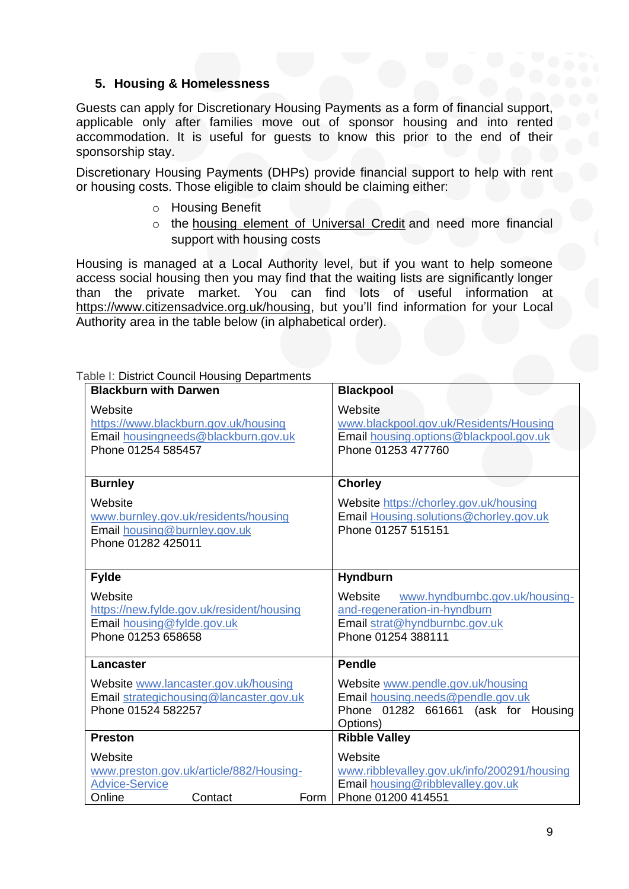### 5. Housing & Homelessness

Guests can apply for Discretionary Housing Payments as a form of financial support, applicable only after families move out of sponsor housing and into rented accommodation. It is useful for guests to know this prior to the end of their sponsorship stay.

Discretionary Housing Payments (DHPs) provide financial support to help with rent or housing costs. Those eligible to claim should be claiming either:

- Housing Benefit
- the housing element of Universal Credit and need more financial support with housing costs

Housing is managed at a Local Authority level, but if you want to help someone access social housing then you may find that the waiting lists are significantly longer than the private market. You can find lots of useful information at https://www.citizensadvice.org.uk/housing, but you'll find information for your Local Authority area in the table below (in alphabetical order).

Table I: District Council Housing Departments

| | |
|---|---|
| **Blackburn with Darwen**<br><br>Website https://www.blackburn.gov.uk/housing<br>Email housingneeds@blackburn.gov.uk<br>Phone 01254 585457 | **Blackpool**<br><br>Website www.blackpool.gov.uk/Residents/Housing<br>Email housing.options@blackpool.gov.uk<br>Phone 01253 477760 |
| **Burnley**<br><br>Website www.burnley.gov.uk/residents/housing<br>Email housing@burnley.gov.uk<br>Phone 01282 425011 | **Chorley**<br><br>Website https://chorley.gov.uk/housing<br>Email Housing.solutions@chorley.gov.uk<br>Phone 01257 515151 |
| **Fylde**<br><br>Website https://new.fylde.gov.uk/resident/housing<br>Email housing@fylde.gov.uk<br>Phone 01253 658658 | **Hyndburn**<br><br>Website www.hyndburnbc.gov.uk/housing-and-regeneration-in-hyndburn<br>Email strat@hyndburnbc.gov.uk<br>Phone 01254 388111 |
| **Lancaster**<br><br>Website www.lancaster.gov.uk/housing<br>Email strategichousing@lancaster.gov.uk<br>Phone 01524 582257 | **Pendle**<br><br>Website www.pendle.gov.uk/housing<br>Email housing.needs@pendle.gov.uk<br>Phone 01282 661661 (ask for Housing Options) |
| **Preston**<br><br>Website www.preston.gov.uk/article/882/Housing-Advice-Service<br>Online Contact Form | **Ribble Valley**<br><br>Website www.ribblevalley.gov.uk/info/200291/housing<br>Email housing@ribblevalley.gov.uk<br>Phone 01200 414551 |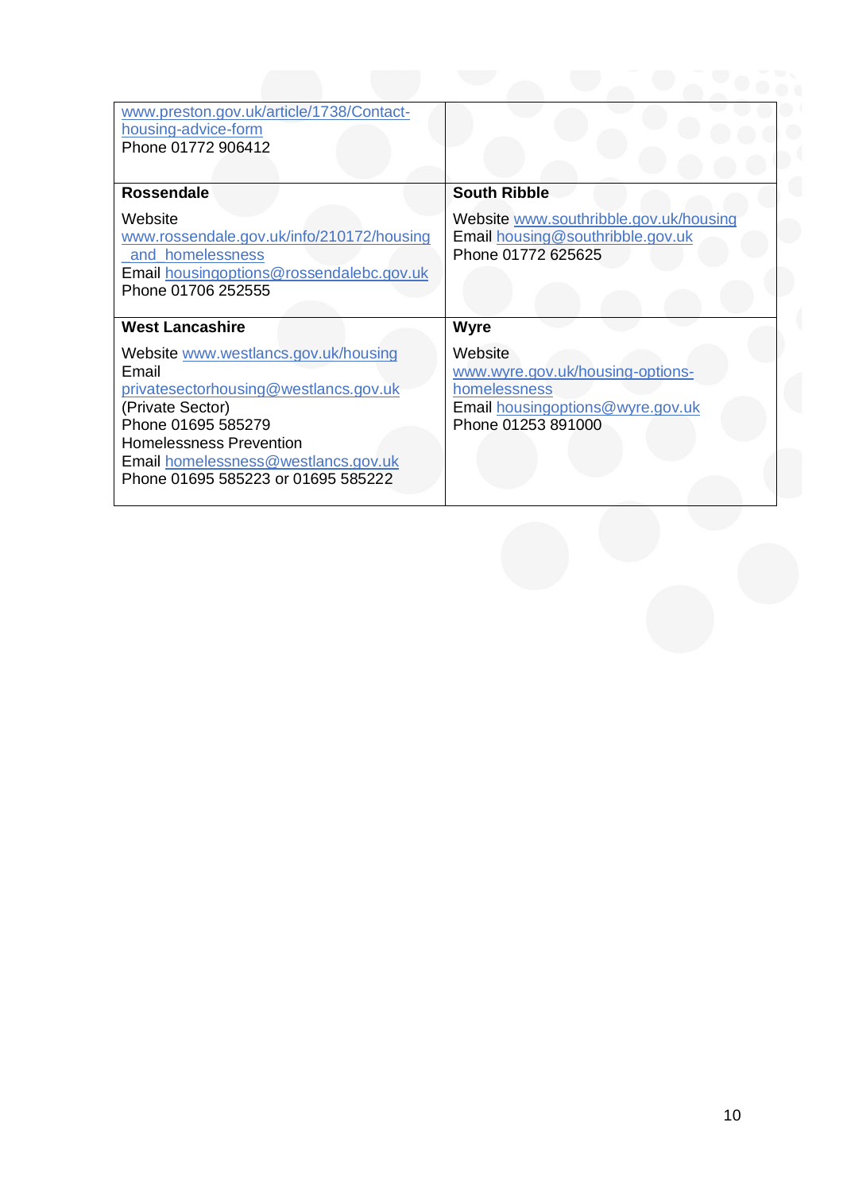| | |
|---|---|
| www.preston.gov.uk/article/1738/Contact-housing-advice-form<br>Phone 01772 906412 | |
| **Rossendale**<br><br>Website<br>www.rossendale.gov.uk/info/210172/housing_and_homelessness<br>Email housingoptions@rossendalebc.gov.uk<br>Phone 01706 252555 | **South Ribble**<br><br>Website www.southribble.gov.uk/housing<br>Email housing@southribble.gov.uk<br>Phone 01772 625625 |
| **West Lancashire**<br><br>Website www.westlancs.gov.uk/housing<br>Email<br>privatesectorhousing@westlancs.gov.uk<br>(Private Sector)<br>Phone 01695 585279<br>Homelessness Prevention<br>Email homelessness@westlancs.gov.uk<br>Phone 01695 585223 or 01695 585222 | **Wyre**<br><br>Website<br>www.wyre.gov.uk/housing-options-homelessness<br>Email housingoptions@wyre.gov.uk<br>Phone 01253 891000 |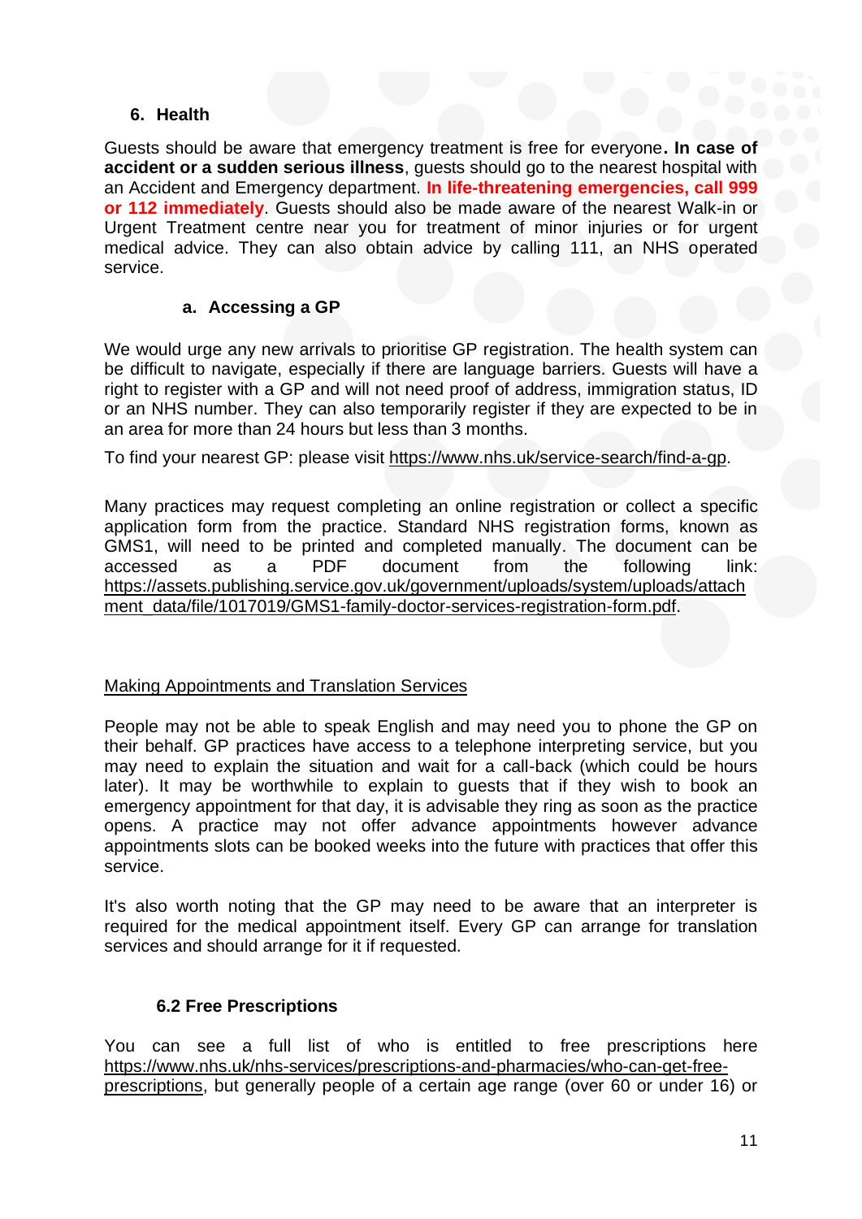## 6. Health

Guests should be aware that emergency treatment is free for everyone**. In case of accident or a sudden serious illness**, guests should go to the nearest hospital with an Accident and Emergency department. **In life-threatening emergencies, call 999 or 112 immediately**. Guests should also be made aware of the nearest Walk-in or Urgent Treatment centre near you for treatment of minor injuries or for urgent medical advice. They can also obtain advice by calling 111, an NHS operated service.

### a. Accessing a GP

We would urge any new arrivals to prioritise GP registration. The health system can be difficult to navigate, especially if there are language barriers. Guests will have a right to register with a GP and will not need proof of address, immigration status, ID or an NHS number. They can also temporarily register if they are expected to be in an area for more than 24 hours but less than 3 months.

To find your nearest GP: please visit https://www.nhs.uk/service-search/find-a-gp.

Many practices may request completing an online registration or collect a specific application form from the practice. Standard NHS registration forms, known as GMS1, will need to be printed and completed manually. The document can be accessed as a PDF document from the following link: https://assets.publishing.service.gov.uk/government/uploads/system/uploads/attachment_data/file/1017019/GMS1-family-doctor-services-registration-form.pdf.

Making Appointments and Translation Services

People may not be able to speak English and may need you to phone the GP on their behalf. GP practices have access to a telephone interpreting service, but you may need to explain the situation and wait for a call-back (which could be hours later). It may be worthwhile to explain to guests that if they wish to book an emergency appointment for that day, it is advisable they ring as soon as the practice opens. A practice may not offer advance appointments however advance appointments slots can be booked weeks into the future with practices that offer this service.

It's also worth noting that the GP may need to be aware that an interpreter is required for the medical appointment itself. Every GP can arrange for translation services and should arrange for it if requested.

### 6.2 Free Prescriptions

You can see a full list of who is entitled to free prescriptions here https://www.nhs.uk/nhs-services/prescriptions-and-pharmacies/who-can-get-free-prescriptions, but generally people of a certain age range (over 60 or under 16) or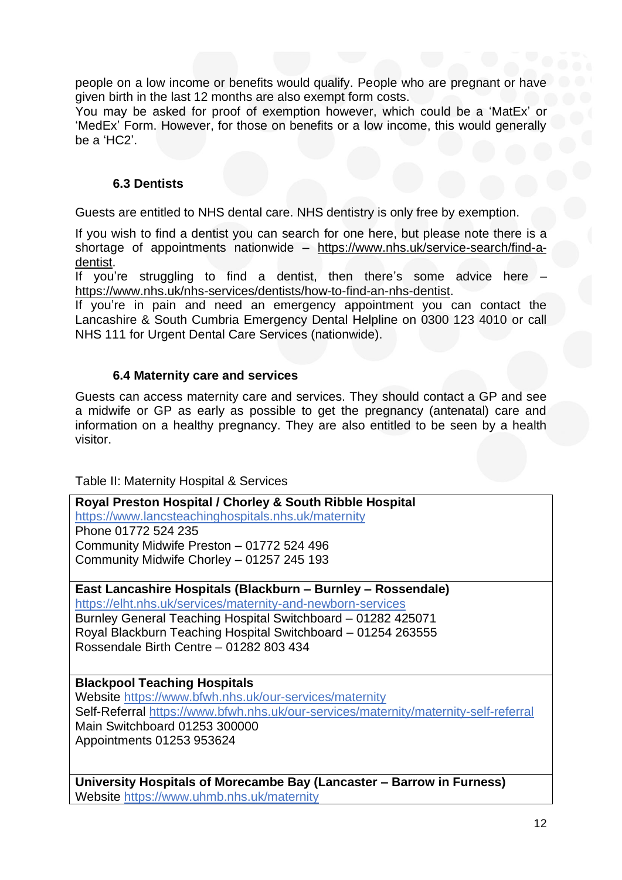people on a low income or benefits would qualify. People who are pregnant or have given birth in the last 12 months are also exempt form costs.
You may be asked for proof of exemption however, which could be a 'MatEx' or 'MedEx' Form. However, for those on benefits or a low income, this would generally be a 'HC2'.

### 6.3 Dentists

Guests are entitled to NHS dental care. NHS dentistry is only free by exemption.

If you wish to find a dentist you can search for one here, but please note there is a shortage of appointments nationwide – https://www.nhs.uk/service-search/find-a-dentist.
If you're struggling to find a dentist, then there's some advice here – https://www.nhs.uk/nhs-services/dentists/how-to-find-an-nhs-dentist.
If you're in pain and need an emergency appointment you can contact the Lancashire & South Cumbria Emergency Dental Helpline on 0300 123 4010 or call NHS 111 for Urgent Dental Care Services (nationwide).

### 6.4 Maternity care and services

Guests can access maternity care and services. They should contact a GP and see a midwife or GP as early as possible to get the pregnancy (antenatal) care and information on a healthy pregnancy. They are also entitled to be seen by a health visitor.

Table II: Maternity Hospital & Services

| Maternity Hospital & Services |
|---|
| **Royal Preston Hospital / Chorley & South Ribble Hospital**<br>https://www.lancsteachinghospitals.nhs.uk/maternity<br>Phone 01772 524 235<br>Community Midwife Preston – 01772 524 496<br>Community Midwife Chorley – 01257 245 193 |
| **East Lancashire Hospitals (Blackburn – Burnley – Rossendale)**<br>https://elht.nhs.uk/services/maternity-and-newborn-services<br>Burnley General Teaching Hospital Switchboard – 01282 425071<br>Royal Blackburn Teaching Hospital Switchboard – 01254 263555<br>Rossendale Birth Centre – 01282 803 434 |
| **Blackpool Teaching Hospitals**<br>Website https://www.bfwh.nhs.uk/our-services/maternity<br>Self-Referral https://www.bfwh.nhs.uk/our-services/maternity/maternity-self-referral<br>Main Switchboard 01253 300000<br>Appointments 01253 953624 |
| **University Hospitals of Morecambe Bay (Lancaster – Barrow in Furness)**<br>Website https://www.uhmb.nhs.uk/maternity |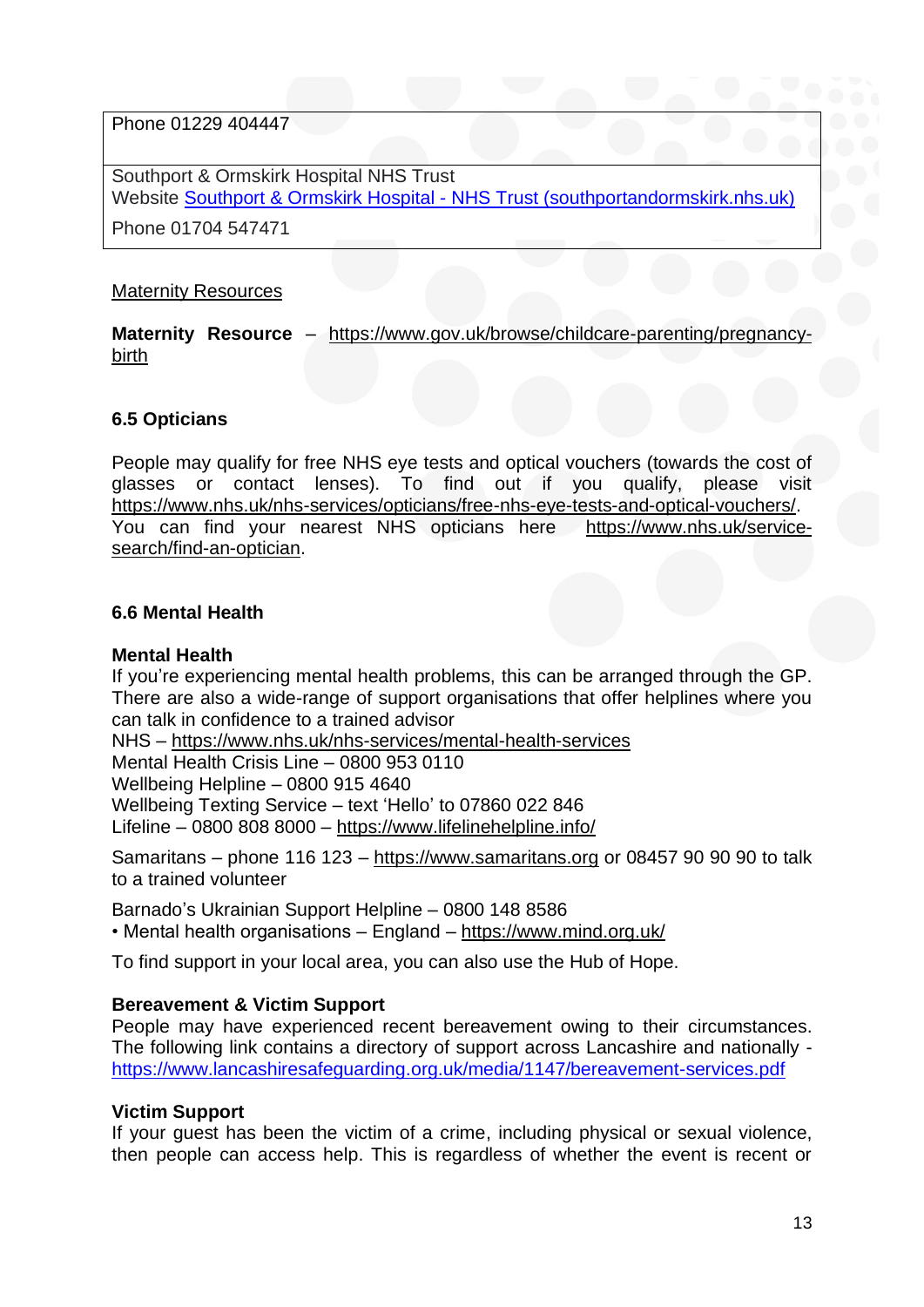| |
|---|
| Phone 01229 404447 |
| Southport & Ormskirk Hospital NHS Trust<br>Website [Southport & Ormskirk Hospital - NHS Trust (southportandormskirk.nhs.uk)](https://www.southportandormskirk.nhs.uk)<br>Phone 01704 547471 |

Maternity Resources

**Maternity Resource** – https://www.gov.uk/browse/childcare-parenting/pregnancy-birth

### 6.5 Opticians

People may qualify for free NHS eye tests and optical vouchers (towards the cost of glasses or contact lenses). To find out if you qualify, please visit https://www.nhs.uk/nhs-services/opticians/free-nhs-eye-tests-and-optical-vouchers/. You can find your nearest NHS opticians here https://www.nhs.uk/service-search/find-an-optician.

### 6.6 Mental Health

**Mental Health**
If you're experiencing mental health problems, this can be arranged through the GP. There are also a wide-range of support organisations that offer helplines where you can talk in confidence to a trained advisor
NHS – https://www.nhs.uk/nhs-services/mental-health-services
Mental Health Crisis Line – 0800 953 0110
Wellbeing Helpline – 0800 915 4640
Wellbeing Texting Service – text 'Hello' to 07860 022 846
Lifeline – 0800 808 8000 – https://www.lifelinehelpline.info/

Samaritans – phone 116 123 – https://www.samaritans.org or 08457 90 90 90 to talk to a trained volunteer

Barnado's Ukrainian Support Helpline – 0800 148 8586
• Mental health organisations – England – https://www.mind.org.uk/

To find support in your local area, you can also use the Hub of Hope.

**Bereavement & Victim Support**
People may have experienced recent bereavement owing to their circumstances. The following link contains a directory of support across Lancashire and nationally - https://www.lancashiresafeguarding.org.uk/media/1147/bereavement-services.pdf

**Victim Support**
If your guest has been the victim of a crime, including physical or sexual violence, then people can access help. This is regardless of whether the event is recent or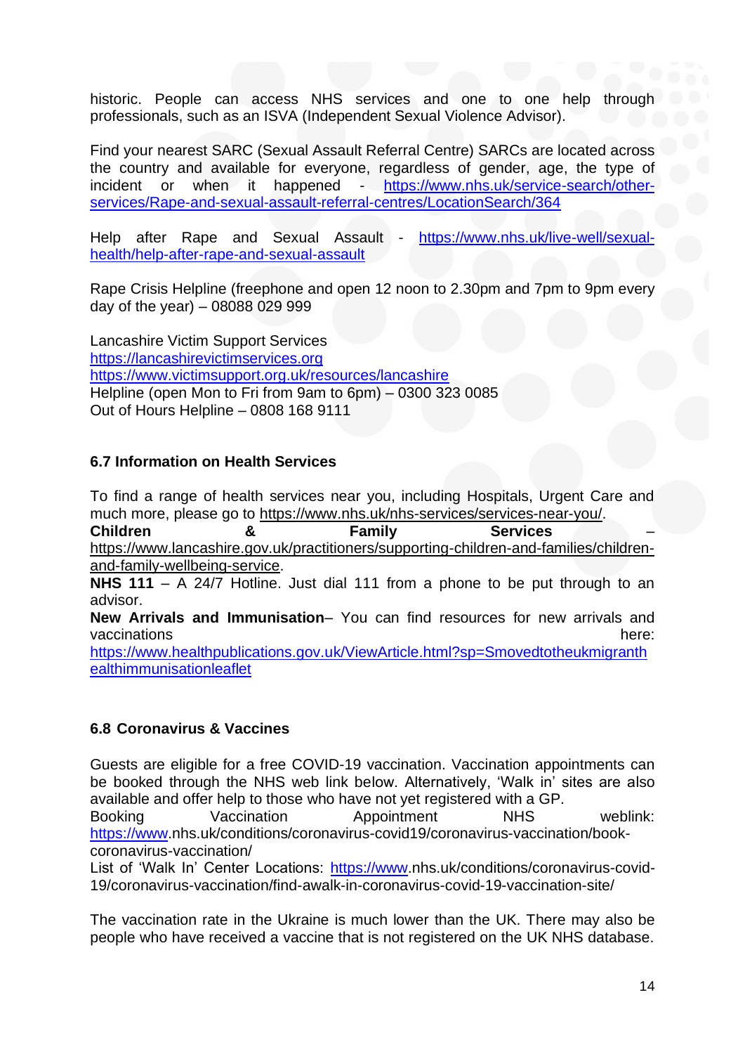historic. People can access NHS services and one to one help through professionals, such as an ISVA (Independent Sexual Violence Advisor).

Find your nearest SARC (Sexual Assault Referral Centre) SARCs are located across the country and available for everyone, regardless of gender, age, the type of incident or when it happened - https://www.nhs.uk/service-search/other-services/Rape-and-sexual-assault-referral-centres/LocationSearch/364

Help after Rape and Sexual Assault - https://www.nhs.uk/live-well/sexual-health/help-after-rape-and-sexual-assault

Rape Crisis Helpline (freephone and open 12 noon to 2.30pm and 7pm to 9pm every day of the year) – 08088 029 999

Lancashire Victim Support Services
https://lancashirevictimservices.org
https://www.victimsupport.org.uk/resources/lancashire
Helpline (open Mon to Fri from 9am to 6pm) – 0300 323 0085
Out of Hours Helpline – 0808 168 9111

### 6.7 Information on Health Services

To find a range of health services near you, including Hospitals, Urgent Care and much more, please go to https://www.nhs.uk/nhs-services/services-near-you/.
**Children & Family Services** – https://www.lancashire.gov.uk/practitioners/supporting-children-and-families/children-and-family-wellbeing-service.
**NHS 111** – A 24/7 Hotline. Just dial 111 from a phone to be put through to an advisor.
**New Arrivals and Immunisation**– You can find resources for new arrivals and vaccinations here: https://www.healthpublications.gov.uk/ViewArticle.html?sp=Smovedtotheukmigranthealthimmunisationleaflet

### 6.8 Coronavirus & Vaccines

Guests are eligible for a free COVID-19 vaccination. Vaccination appointments can be booked through the NHS web link below. Alternatively, 'Walk in' sites are also available and offer help to those who have not yet registered with a GP.
Booking Vaccination Appointment NHS weblink: https://www.nhs.uk/conditions/coronavirus-covid19/coronavirus-vaccination/book-coronavirus-vaccination/
List of 'Walk In' Center Locations: https://www.nhs.uk/conditions/coronavirus-covid-19/coronavirus-vaccination/find-awalk-in-coronavirus-covid-19-vaccination-site/

The vaccination rate in the Ukraine is much lower than the UK. There may also be people who have received a vaccine that is not registered on the UK NHS database.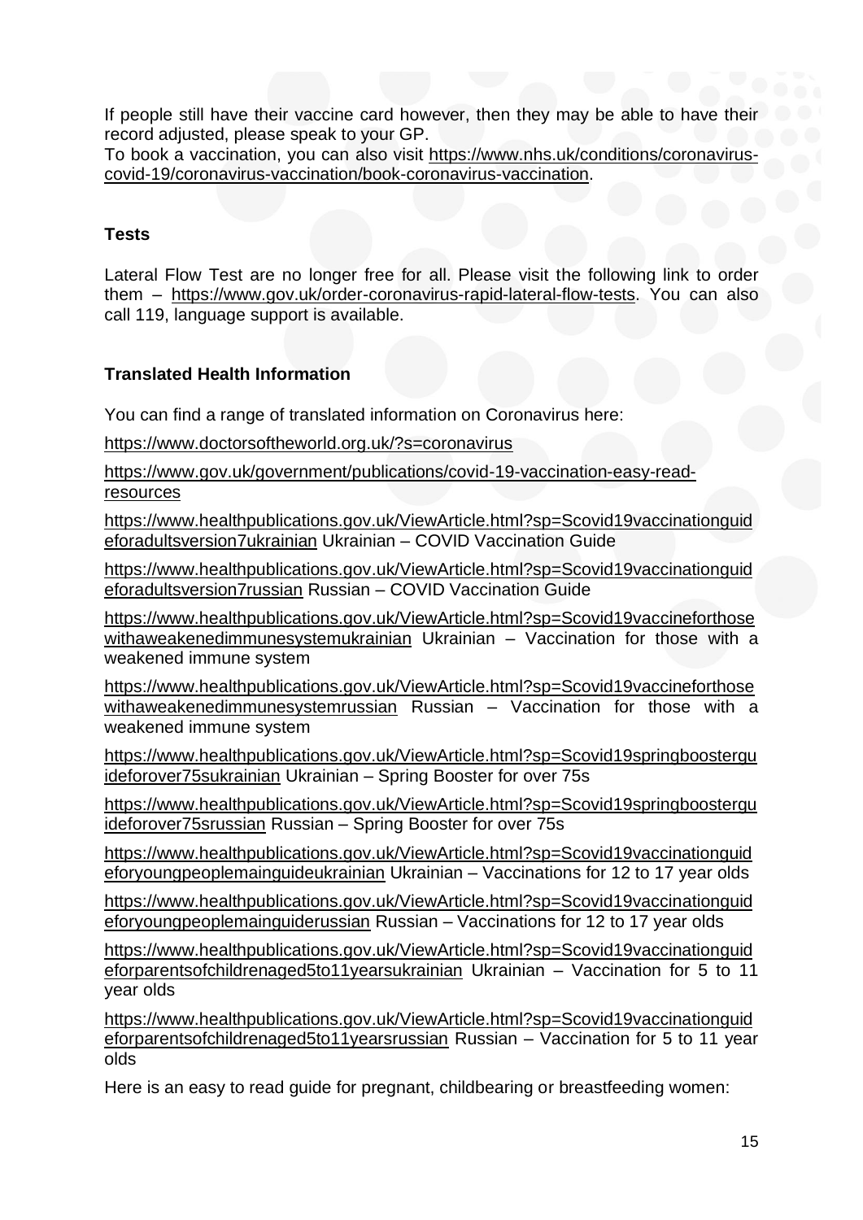If people still have their vaccine card however, then they may be able to have their record adjusted, please speak to your GP.
To book a vaccination, you can also visit [https://www.nhs.uk/conditions/coronavirus-covid-19/coronavirus-vaccination/book-coronavirus-vaccination](https://www.nhs.uk/conditions/coronavirus-covid-19/coronavirus-vaccination/book-coronavirus-vaccination).

**Tests**

Lateral Flow Test are no longer free for all. Please visit the following link to order them – [https://www.gov.uk/order-coronavirus-rapid-lateral-flow-tests](https://www.gov.uk/order-coronavirus-rapid-lateral-flow-tests). You can also call 119, language support is available.

**Translated Health Information**

You can find a range of translated information on Coronavirus here:

[https://www.doctorsoftheworld.org.uk/?s=coronavirus](https://www.doctorsoftheworld.org.uk/?s=coronavirus)

[https://www.gov.uk/government/publications/covid-19-vaccination-easy-read-resources](https://www.gov.uk/government/publications/covid-19-vaccination-easy-read-resources)

[https://www.healthpublications.gov.uk/ViewArticle.html?sp=Scovid19vaccinationguideforadultsversion7ukrainian](https://www.healthpublications.gov.uk/ViewArticle.html?sp=Scovid19vaccinationguideforadultsversion7ukrainian) Ukrainian – COVID Vaccination Guide

[https://www.healthpublications.gov.uk/ViewArticle.html?sp=Scovid19vaccinationguideforadultsversion7russian](https://www.healthpublications.gov.uk/ViewArticle.html?sp=Scovid19vaccinationguideforadultsversion7russian) Russian – COVID Vaccination Guide

[https://www.healthpublications.gov.uk/ViewArticle.html?sp=Scovid19vaccineforthosewithaweakenedimmunesystemukrainian](https://www.healthpublications.gov.uk/ViewArticle.html?sp=Scovid19vaccineforthosewithaweakenedimmunesystemukrainian) Ukrainian – Vaccination for those with a weakened immune system

[https://www.healthpublications.gov.uk/ViewArticle.html?sp=Scovid19vaccineforthosewithaweakenedimmunesystemrussian](https://www.healthpublications.gov.uk/ViewArticle.html?sp=Scovid19vaccineforthosewithaweakenedimmunesystemrussian) Russian – Vaccination for those with a weakened immune system

[https://www.healthpublications.gov.uk/ViewArticle.html?sp=Scovid19springboosterguideforover75sukrainian](https://www.healthpublications.gov.uk/ViewArticle.html?sp=Scovid19springboosterguideforover75sukrainian) Ukrainian – Spring Booster for over 75s

[https://www.healthpublications.gov.uk/ViewArticle.html?sp=Scovid19springboosterguideforover75srussian](https://www.healthpublications.gov.uk/ViewArticle.html?sp=Scovid19springboosterguideforover75srussian) Russian – Spring Booster for over 75s

[https://www.healthpublications.gov.uk/ViewArticle.html?sp=Scovid19vaccinationguideforyoungpeoplemainguideukrainian](https://www.healthpublications.gov.uk/ViewArticle.html?sp=Scovid19vaccinationguideforyoungpeoplemainguideukrainian) Ukrainian – Vaccinations for 12 to 17 year olds

[https://www.healthpublications.gov.uk/ViewArticle.html?sp=Scovid19vaccinationguideforyoungpeoplemainguiderussian](https://www.healthpublications.gov.uk/ViewArticle.html?sp=Scovid19vaccinationguideforyoungpeoplemainguiderussian) Russian – Vaccinations for 12 to 17 year olds

[https://www.healthpublications.gov.uk/ViewArticle.html?sp=Scovid19vaccinationguideforparentsofchildrenaged5to11yearsukrainian](https://www.healthpublications.gov.uk/ViewArticle.html?sp=Scovid19vaccinationguideforparentsofchildrenaged5to11yearsukrainian) Ukrainian – Vaccination for 5 to 11 year olds

[https://www.healthpublications.gov.uk/ViewArticle.html?sp=Scovid19vaccinationguideforparentsofchildrenaged5to11yearsrussian](https://www.healthpublications.gov.uk/ViewArticle.html?sp=Scovid19vaccinationguideforparentsofchildrenaged5to11yearsrussian) Russian – Vaccination for 5 to 11 year olds

Here is an easy to read guide for pregnant, childbearing or breastfeeding women: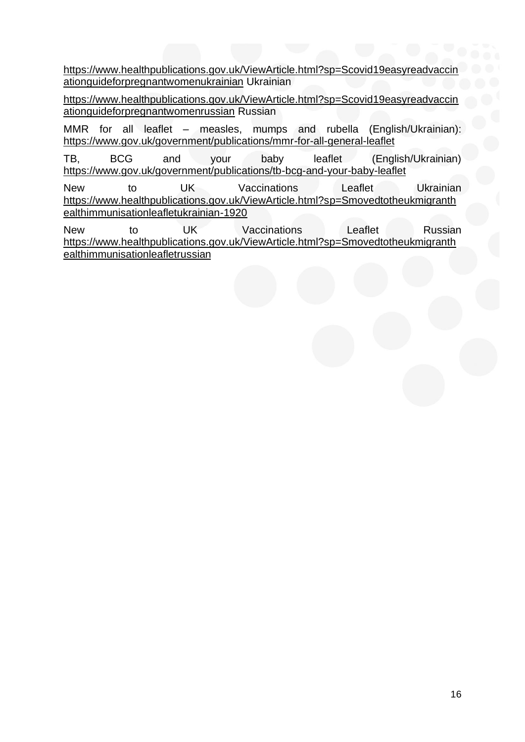https://www.healthpublications.gov.uk/ViewArticle.html?sp=Scovid19easyreadvaccinationguideforpregnantwomenukrainian Ukrainian

https://www.healthpublications.gov.uk/ViewArticle.html?sp=Scovid19easyreadvaccinationguideforpregnantwomenrussian Russian

MMR for all leaflet – measles, mumps and rubella (English/Ukrainian): https://www.gov.uk/government/publications/mmr-for-all-general-leaflet

TB, BCG and your baby leaflet (English/Ukrainian) https://www.gov.uk/government/publications/tb-bcg-and-your-baby-leaflet

New to UK Vaccinations Leaflet Ukrainian https://www.healthpublications.gov.uk/ViewArticle.html?sp=Smovedtotheukmigranthealthimmunisationleafletukrainian-1920

New to UK Vaccinations Leaflet Russian https://www.healthpublications.gov.uk/ViewArticle.html?sp=Smovedtotheukmigranthealthimmunisationleafletrussian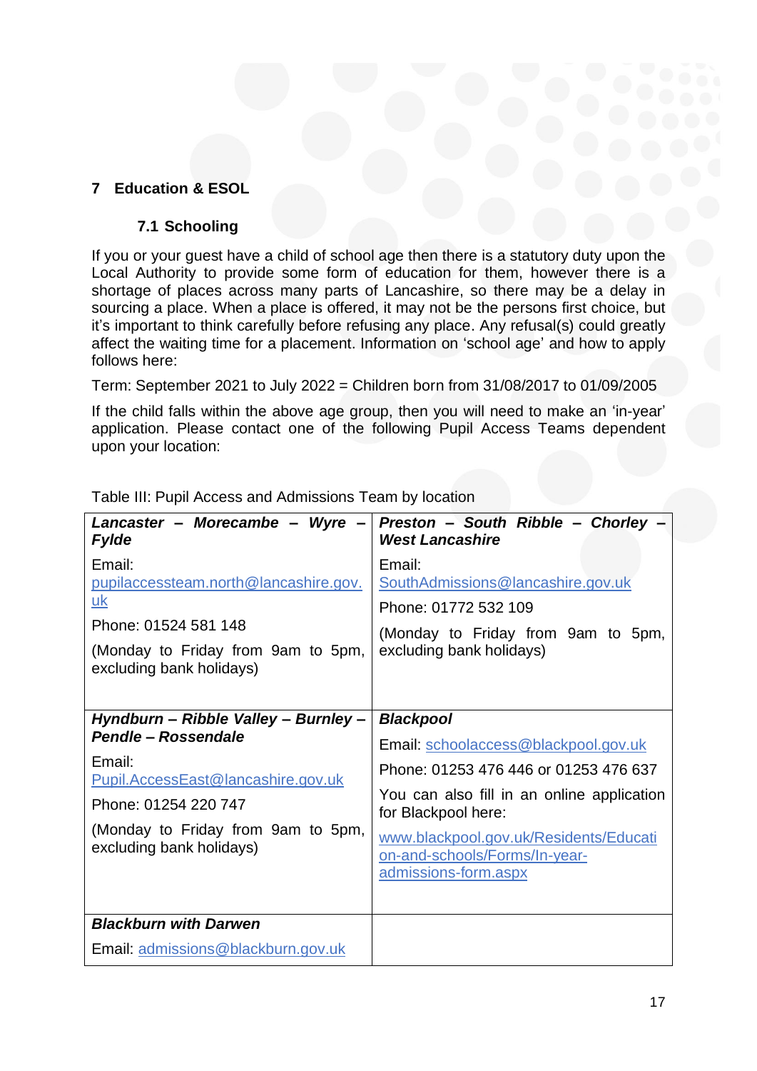## 7 Education & ESOL

### 7.1 Schooling

If you or your guest have a child of school age then there is a statutory duty upon the Local Authority to provide some form of education for them, however there is a shortage of places across many parts of Lancashire, so there may be a delay in sourcing a place. When a place is offered, it may not be the persons first choice, but it's important to think carefully before refusing any place. Any refusal(s) could greatly affect the waiting time for a placement. Information on 'school age' and how to apply follows here:

Term: September 2021 to July 2022 = Children born from 31/08/2017 to 01/09/2005

If the child falls within the above age group, then you will need to make an 'in-year' application. Please contact one of the following Pupil Access Teams dependent upon your location:

Table III: Pupil Access and Admissions Team by location

| ***Lancaster – Morecambe – Wyre – Fylde*** | ***Preston – South Ribble – Chorley – West Lancashire*** |
|---|---|
| Email: pupilaccessteam.north@lancashire.gov.uk<br><br>Phone: 01524 581 148<br><br>(Monday to Friday from 9am to 5pm, excluding bank holidays) | Email: SouthAdmissions@lancashire.gov.uk<br><br>Phone: 01772 532 109<br><br>(Monday to Friday from 9am to 5pm, excluding bank holidays) |
| ***Hyndburn – Ribble Valley – Burnley – Pendle – Rossendale***<br><br>Email: Pupil.AccessEast@lancashire.gov.uk<br><br>Phone: 01254 220 747<br><br>(Monday to Friday from 9am to 5pm, excluding bank holidays) | ***Blackpool***<br><br>Email: schoolaccess@blackpool.gov.uk<br><br>Phone: 01253 476 446 or 01253 476 637<br><br>You can also fill in an online application for Blackpool here:<br><br>www.blackpool.gov.uk/Residents/Education-and-schools/Forms/In-year-admissions-form.aspx |
| ***Blackburn with Darwen***<br><br>Email: admissions@blackburn.gov.uk | |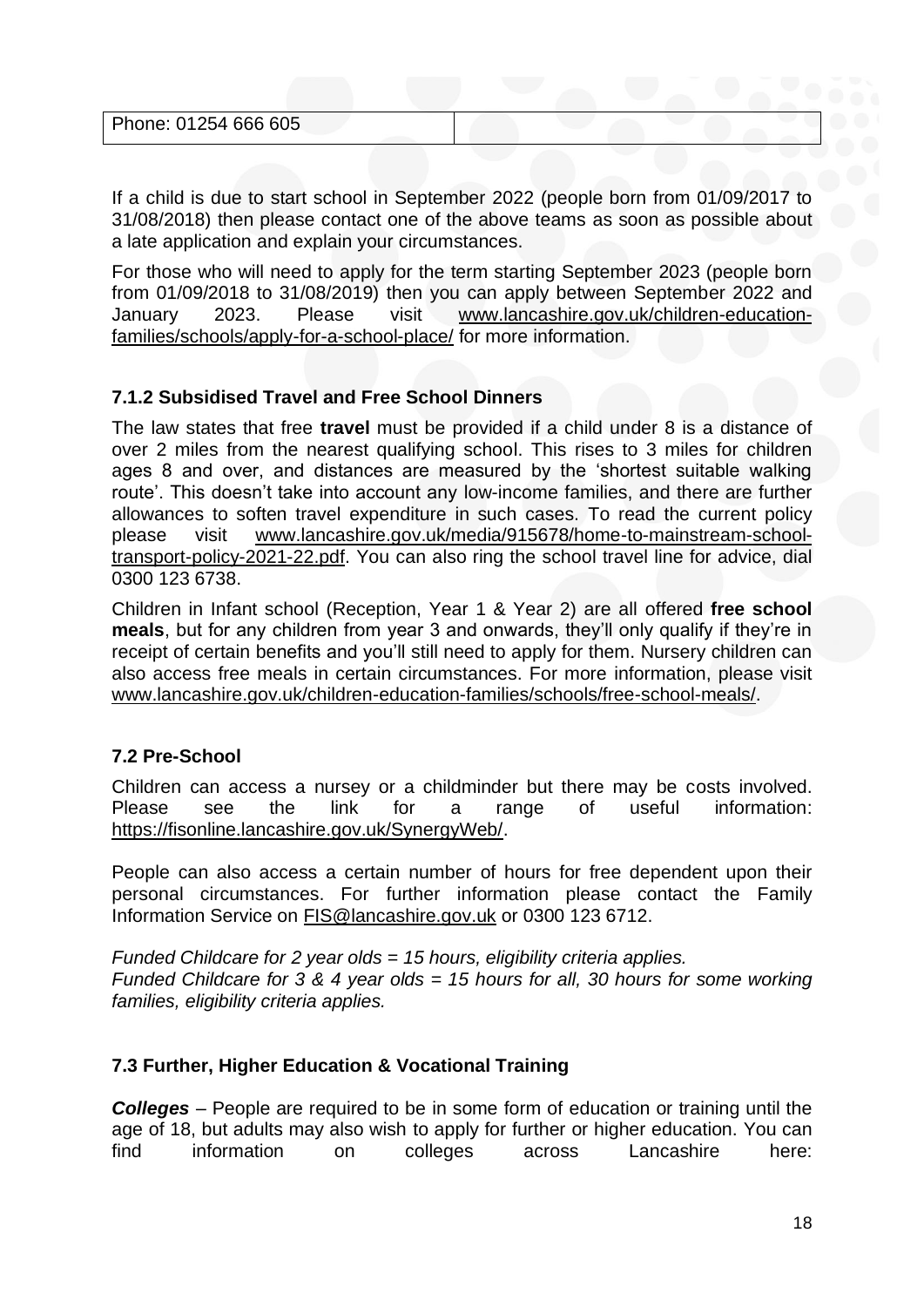| Phone: 01254 666 605 | |
|---|---|

If a child is due to start school in September 2022 (people born from 01/09/2017 to 31/08/2018) then please contact one of the above teams as soon as possible about a late application and explain your circumstances.

For those who will need to apply for the term starting September 2023 (people born from 01/09/2018 to 31/08/2019) then you can apply between September 2022 and January 2023. Please visit www.lancashire.gov.uk/children-education-families/schools/apply-for-a-school-place/ for more information.

### 7.1.2 Subsidised Travel and Free School Dinners

The law states that free **travel** must be provided if a child under 8 is a distance of over 2 miles from the nearest qualifying school. This rises to 3 miles for children ages 8 and over, and distances are measured by the 'shortest suitable walking route'. This doesn't take into account any low-income families, and there are further allowances to soften travel expenditure in such cases. To read the current policy please visit www.lancashire.gov.uk/media/915678/home-to-mainstream-school-transport-policy-2021-22.pdf. You can also ring the school travel line for advice, dial 0300 123 6738.

Children in Infant school (Reception, Year 1 & Year 2) are all offered **free school meals**, but for any children from year 3 and onwards, they'll only qualify if they're in receipt of certain benefits and you'll still need to apply for them. Nursery children can also access free meals in certain circumstances. For more information, please visit www.lancashire.gov.uk/children-education-families/schools/free-school-meals/.

## 7.2 Pre-School

Children can access a nursey or a childminder but there may be costs involved. Please see the link for a range of useful information: https://fisonline.lancashire.gov.uk/SynergyWeb/.

People can also access a certain number of hours for free dependent upon their personal circumstances. For further information please contact the Family Information Service on FIS@lancashire.gov.uk or 0300 123 6712.

*Funded Childcare for 2 year olds = 15 hours, eligibility criteria applies.*
*Funded Childcare for 3 & 4 year olds = 15 hours for all, 30 hours for some working families, eligibility criteria applies.*

## 7.3 Further, Higher Education & Vocational Training

***Colleges*** – People are required to be in some form of education or training until the age of 18, but adults may also wish to apply for further or higher education. You can find information on colleges across Lancashire here: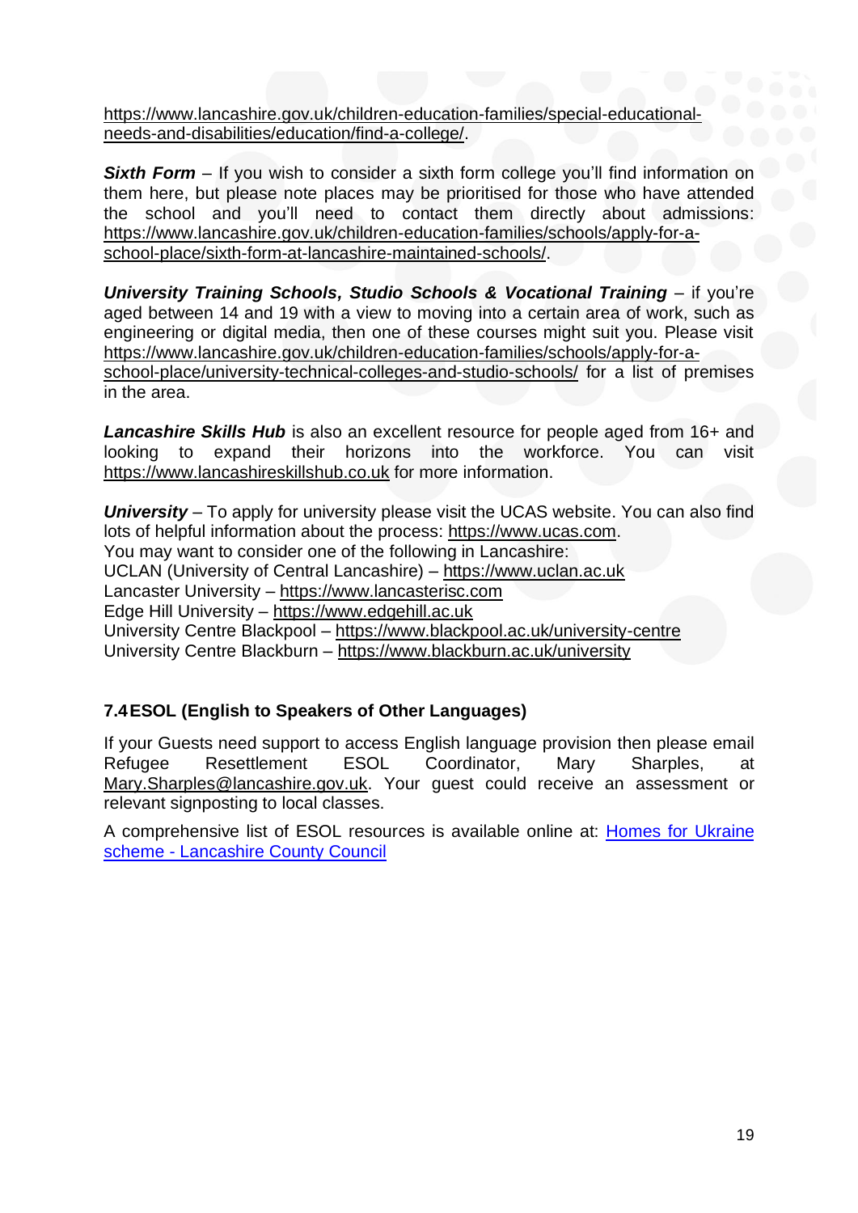https://www.lancashire.gov.uk/children-education-families/special-educational-needs-and-disabilities/education/find-a-college/.

***Sixth Form*** – If you wish to consider a sixth form college you'll find information on them here, but please note places may be prioritised for those who have attended the school and you'll need to contact them directly about admissions: https://www.lancashire.gov.uk/children-education-families/schools/apply-for-a-school-place/sixth-form-at-lancashire-maintained-schools/.

***University Training Schools, Studio Schools & Vocational Training*** – if you're aged between 14 and 19 with a view to moving into a certain area of work, such as engineering or digital media, then one of these courses might suit you. Please visit https://www.lancashire.gov.uk/children-education-families/schools/apply-for-a-school-place/university-technical-colleges-and-studio-schools/ for a list of premises in the area.

***Lancashire Skills Hub*** is also an excellent resource for people aged from 16+ and looking to expand their horizons into the workforce. You can visit https://www.lancashireskillshub.co.uk for more information.

***University*** – To apply for university please visit the UCAS website. You can also find lots of helpful information about the process: https://www.ucas.com.
You may want to consider one of the following in Lancashire:
UCLAN (University of Central Lancashire) – https://www.uclan.ac.uk
Lancaster University – https://www.lancasterisc.com
Edge Hill University – https://www.edgehill.ac.uk
University Centre Blackpool – https://www.blackpool.ac.uk/university-centre
University Centre Blackburn – https://www.blackburn.ac.uk/university

### 7.4 ESOL (English to Speakers of Other Languages)

If your Guests need support to access English language provision then please email Refugee Resettlement ESOL Coordinator, Mary Sharples, at Mary.Sharples@lancashire.gov.uk. Your guest could receive an assessment or relevant signposting to local classes.

A comprehensive list of ESOL resources is available online at: Homes for Ukraine scheme - Lancashire County Council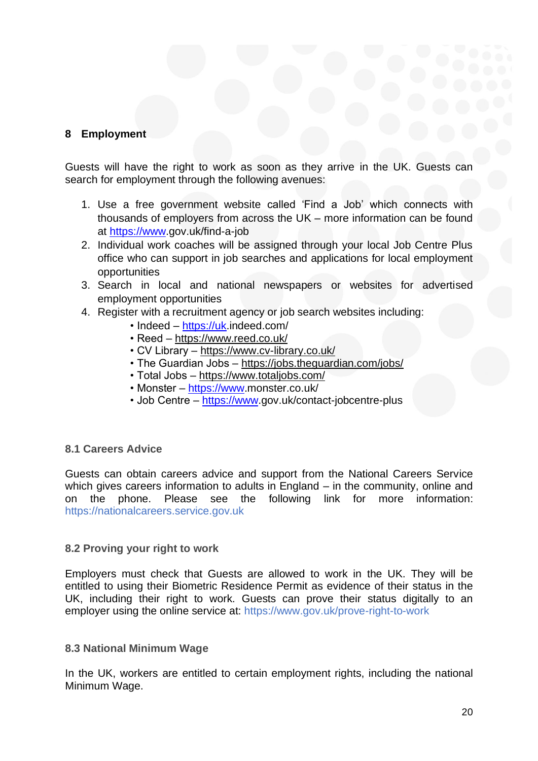# 8 Employment

Guests will have the right to work as soon as they arrive in the UK. Guests can search for employment through the following avenues:

1. Use a free government website called 'Find a Job' which connects with thousands of employers from across the UK – more information can be found at https://www.gov.uk/find-a-job
2. Individual work coaches will be assigned through your local Job Centre Plus office who can support in job searches and applications for local employment opportunities
3. Search in local and national newspapers or websites for advertised employment opportunities
4. Register with a recruitment agency or job search websites including:
    - Indeed – https://uk.indeed.com/
    - Reed – https://www.reed.co.uk/
    - CV Library – https://www.cv-library.co.uk/
    - The Guardian Jobs – https://jobs.theguardian.com/jobs/
    - Total Jobs – https://www.totaljobs.com/
    - Monster – https://www.monster.co.uk/
    - Job Centre – https://www.gov.uk/contact-jobcentre-plus

## 8.1 Careers Advice

Guests can obtain careers advice and support from the National Careers Service which gives careers information to adults in England – in the community, online and on the phone. Please see the following link for more information: https://nationalcareers.service.gov.uk

## 8.2 Proving your right to work

Employers must check that Guests are allowed to work in the UK. They will be entitled to using their Biometric Residence Permit as evidence of their status in the UK, including their right to work. Guests can prove their status digitally to an employer using the online service at: https://www.gov.uk/prove-right-to-work

## 8.3 National Minimum Wage

In the UK, workers are entitled to certain employment rights, including the national Minimum Wage.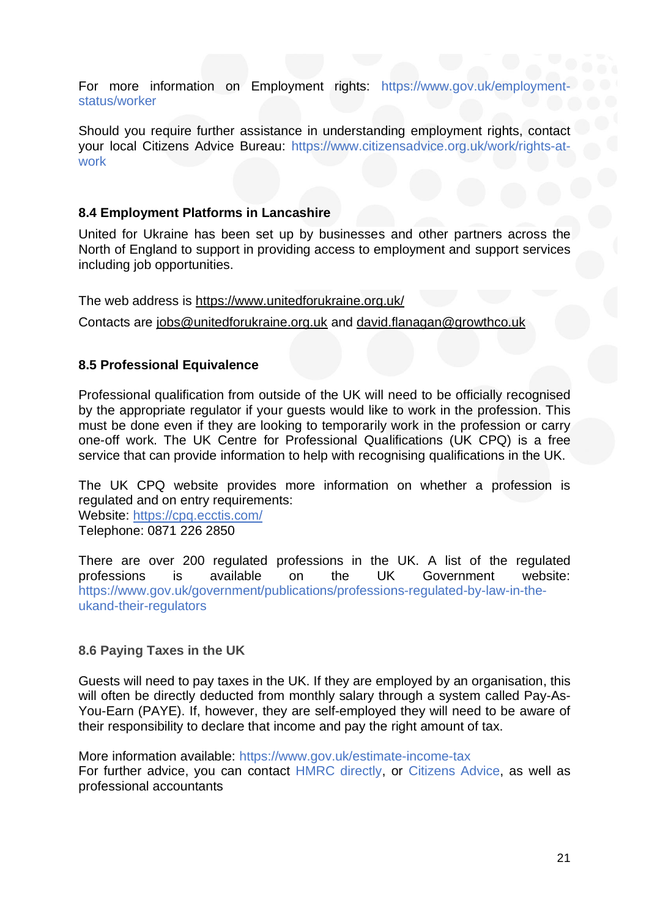For more information on Employment rights: https://www.gov.uk/employment-status/worker

Should you require further assistance in understanding employment rights, contact your local Citizens Advice Bureau: https://www.citizensadvice.org.uk/work/rights-at-work

### 8.4 Employment Platforms in Lancashire

United for Ukraine has been set up by businesses and other partners across the North of England to support in providing access to employment and support services including job opportunities.

The web address is https://www.unitedforukraine.org.uk/

Contacts are jobs@unitedforukraine.org.uk and david.flanagan@growthco.uk

### 8.5 Professional Equivalence

Professional qualification from outside of the UK will need to be officially recognised by the appropriate regulator if your guests would like to work in the profession. This must be done even if they are looking to temporarily work in the profession or carry one-off work. The UK Centre for Professional Qualifications (UK CPQ) is a free service that can provide information to help with recognising qualifications in the UK.

The UK CPQ website provides more information on whether a profession is regulated and on entry requirements:
Website: https://cpq.ecctis.com/
Telephone: 0871 226 2850

There are over 200 regulated professions in the UK. A list of the regulated professions is available on the UK Government website: https://www.gov.uk/government/publications/professions-regulated-by-law-in-the-ukand-their-regulators

### 8.6 Paying Taxes in the UK

Guests will need to pay taxes in the UK. If they are employed by an organisation, this will often be directly deducted from monthly salary through a system called Pay-As-You-Earn (PAYE). If, however, they are self-employed they will need to be aware of their responsibility to declare that income and pay the right amount of tax.

More information available: https://www.gov.uk/estimate-income-tax
For further advice, you can contact HMRC directly, or Citizens Advice, as well as professional accountants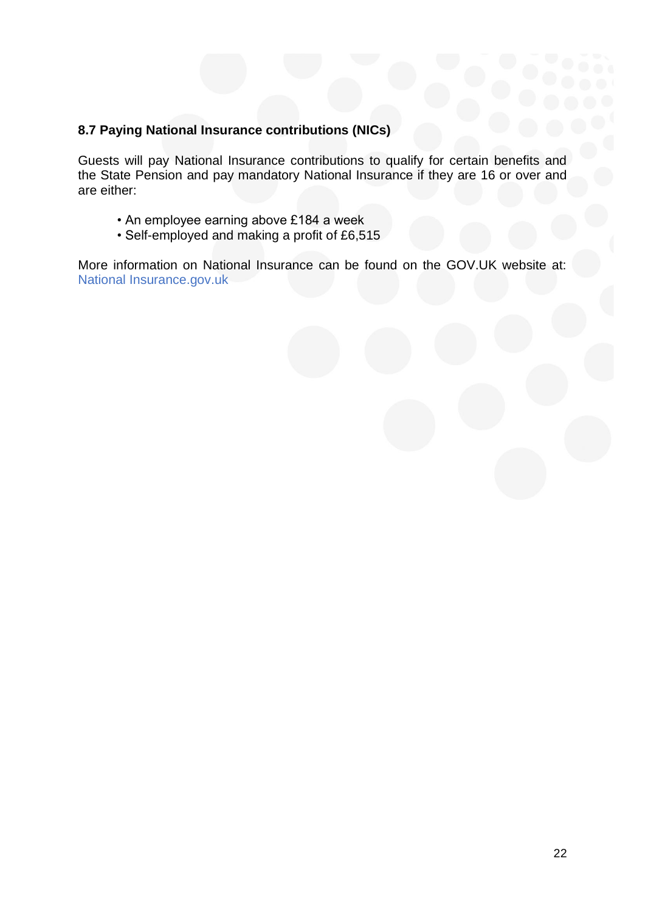### 8.7 Paying National Insurance contributions (NICs)

Guests will pay National Insurance contributions to qualify for certain benefits and the State Pension and pay mandatory National Insurance if they are 16 or over and are either:

- An employee earning above £184 a week
- Self-employed and making a profit of £6,515

More information on National Insurance can be found on the GOV.UK website at: National Insurance.gov.uk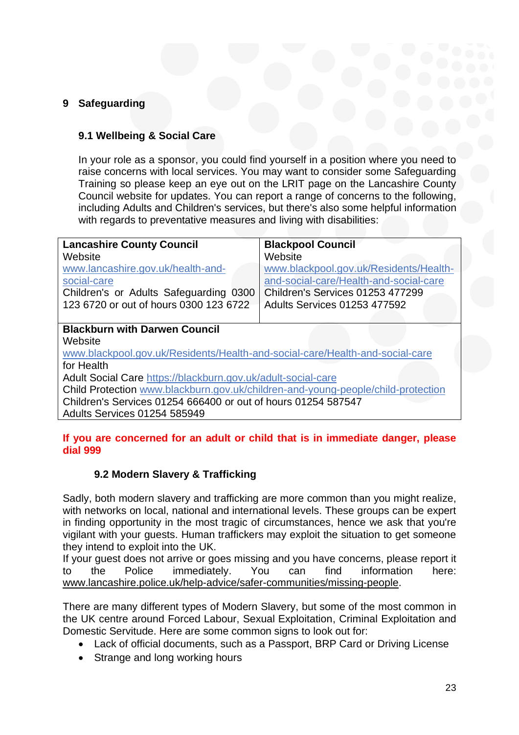## 9 Safeguarding

### 9.1 Wellbeing & Social Care

In your role as a sponsor, you could find yourself in a position where you need to raise concerns with local services. You may want to consider some Safeguarding Training so please keep an eye out on the LRIT page on the Lancashire County Council website for updates. You can report a range of concerns to the following, including Adults and Children's services, but there's also some helpful information with regards to preventative measures and living with disabilities:

| **Lancashire County Council**<br>Website<br>www.lancashire.gov.uk/health-and-social-care<br>Children's or Adults Safeguarding 0300 123 6720 or out of hours 0300 123 6722 | **Blackpool Council**<br>Website<br>www.blackpool.gov.uk/Residents/Health-and-social-care/Health-and-social-care<br>Children's Services 01253 477299<br>Adults Services 01253 477592 |
|---|---|
| **Blackburn with Darwen Council**<br>Website<br>www.blackpool.gov.uk/Residents/Health-and-social-care/Health-and-social-care for Health<br>Adult Social Care https://blackburn.gov.uk/adult-social-care<br>Child Protection www.blackburn.gov.uk/children-and-young-people/child-protection<br>Children's Services 01254 666400 or out of hours 01254 587547<br>Adults Services 01254 585949 | |

**If you are concerned for an adult or child that is in immediate danger, please dial 999**

### 9.2 Modern Slavery & Trafficking

Sadly, both modern slavery and trafficking are more common than you might realize, with networks on local, national and international levels. These groups can be expert in finding opportunity in the most tragic of circumstances, hence we ask that you're vigilant with your guests. Human traffickers may exploit the situation to get someone they intend to exploit into the UK.

If your guest does not arrive or goes missing and you have concerns, please report it to the Police immediately. You can find information here: www.lancashire.police.uk/help-advice/safer-communities/missing-people.

There are many different types of Modern Slavery, but some of the most common in the UK centre around Forced Labour, Sexual Exploitation, Criminal Exploitation and Domestic Servitude. Here are some common signs to look out for:

- Lack of official documents, such as a Passport, BRP Card or Driving License
- Strange and long working hours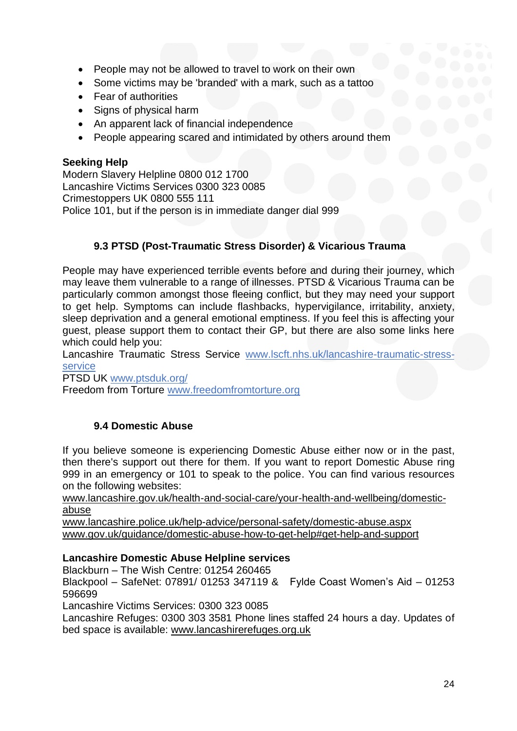- People may not be allowed to travel to work on their own
- Some victims may be 'branded' with a mark, such as a tattoo
- Fear of authorities
- Signs of physical harm
- An apparent lack of financial independence
- People appearing scared and intimidated by others around them

**Seeking Help**
Modern Slavery Helpline 0800 012 1700
Lancashire Victims Services 0300 323 0085
Crimestoppers UK 0800 555 111
Police 101, but if the person is in immediate danger dial 999

### 9.3 PTSD (Post-Traumatic Stress Disorder) & Vicarious Trauma

People may have experienced terrible events before and during their journey, which may leave them vulnerable to a range of illnesses. PTSD & Vicarious Trauma can be particularly common amongst those fleeing conflict, but they may need your support to get help. Symptoms can include flashbacks, hypervigilance, irritability, anxiety, sleep deprivation and a general emotional emptiness. If you feel this is affecting your guest, please support them to contact their GP, but there are also some links here which could help you:
Lancashire Traumatic Stress Service www.lscft.nhs.uk/lancashire-traumatic-stress-service
PTSD UK www.ptsduk.org/
Freedom from Torture www.freedomfromtorture.org

### 9.4 Domestic Abuse

If you believe someone is experiencing Domestic Abuse either now or in the past, then there's support out there for them. If you want to report Domestic Abuse ring 999 in an emergency or 101 to speak to the police. You can find various resources on the following websites:
www.lancashire.gov.uk/health-and-social-care/your-health-and-wellbeing/domestic-abuse
www.lancashire.police.uk/help-advice/personal-safety/domestic-abuse.aspx
www.gov.uk/guidance/domestic-abuse-how-to-get-help#get-help-and-support

**Lancashire Domestic Abuse Helpline services**
Blackburn – The Wish Centre: 01254 260465
Blackpool – SafeNet: 07891/ 01253 347119 & Fylde Coast Women's Aid – 01253 596699
Lancashire Victims Services: 0300 323 0085
Lancashire Refuges: 0300 303 3581 Phone lines staffed 24 hours a day. Updates of bed space is available: www.lancashirerefuges.org.uk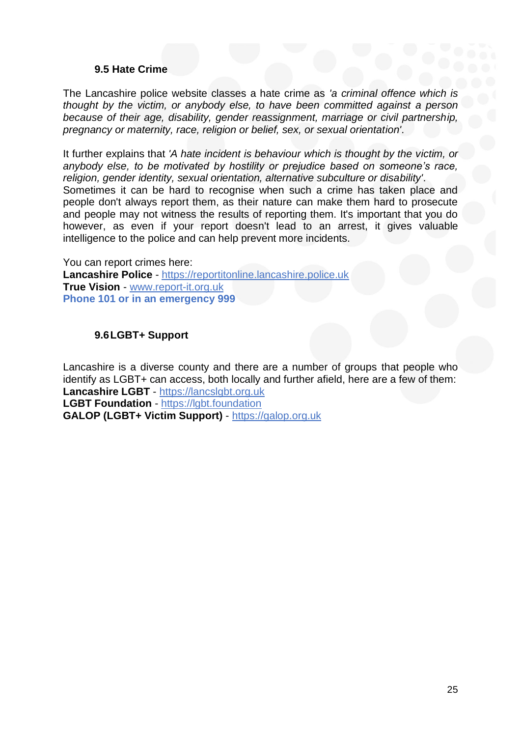### 9.5 Hate Crime

The Lancashire police website classes a hate crime as *'a criminal offence which is thought by the victim, or anybody else, to have been committed against a person because of their age, disability, gender reassignment, marriage or civil partnership, pregnancy or maternity, race, religion or belief, sex, or sexual orientation'*.

It further explains that *'A hate incident is behaviour which is thought by the victim, or anybody else, to be motivated by hostility or prejudice based on someone's race, religion, gender identity, sexual orientation, alternative subculture or disability'*.
Sometimes it can be hard to recognise when such a crime has taken place and people don't always report them, as their nature can make them hard to prosecute and people may not witness the results of reporting them. It's important that you do however, as even if your report doesn't lead to an arrest, it gives valuable intelligence to the police and can help prevent more incidents.

You can report crimes here:
**Lancashire Police** - [https://reportitonline.lancashire.police.uk](https://reportitonline.lancashire.police.uk)
**True Vision** - [www.report-it.org.uk](www.report-it.org.uk)
**Phone 101 or in an emergency 999**

### 9.6 LGBT+ Support

Lancashire is a diverse county and there are a number of groups that people who identify as LGBT+ can access, both locally and further afield, here are a few of them:
**Lancashire LGBT** - [https://lancslgbt.org.uk](https://lancslgbt.org.uk)
**LGBT Foundation** - [https://lgbt.foundation](https://lgbt.foundation)
**GALOP (LGBT+ Victim Support)** - [https://galop.org.uk](https://galop.org.uk)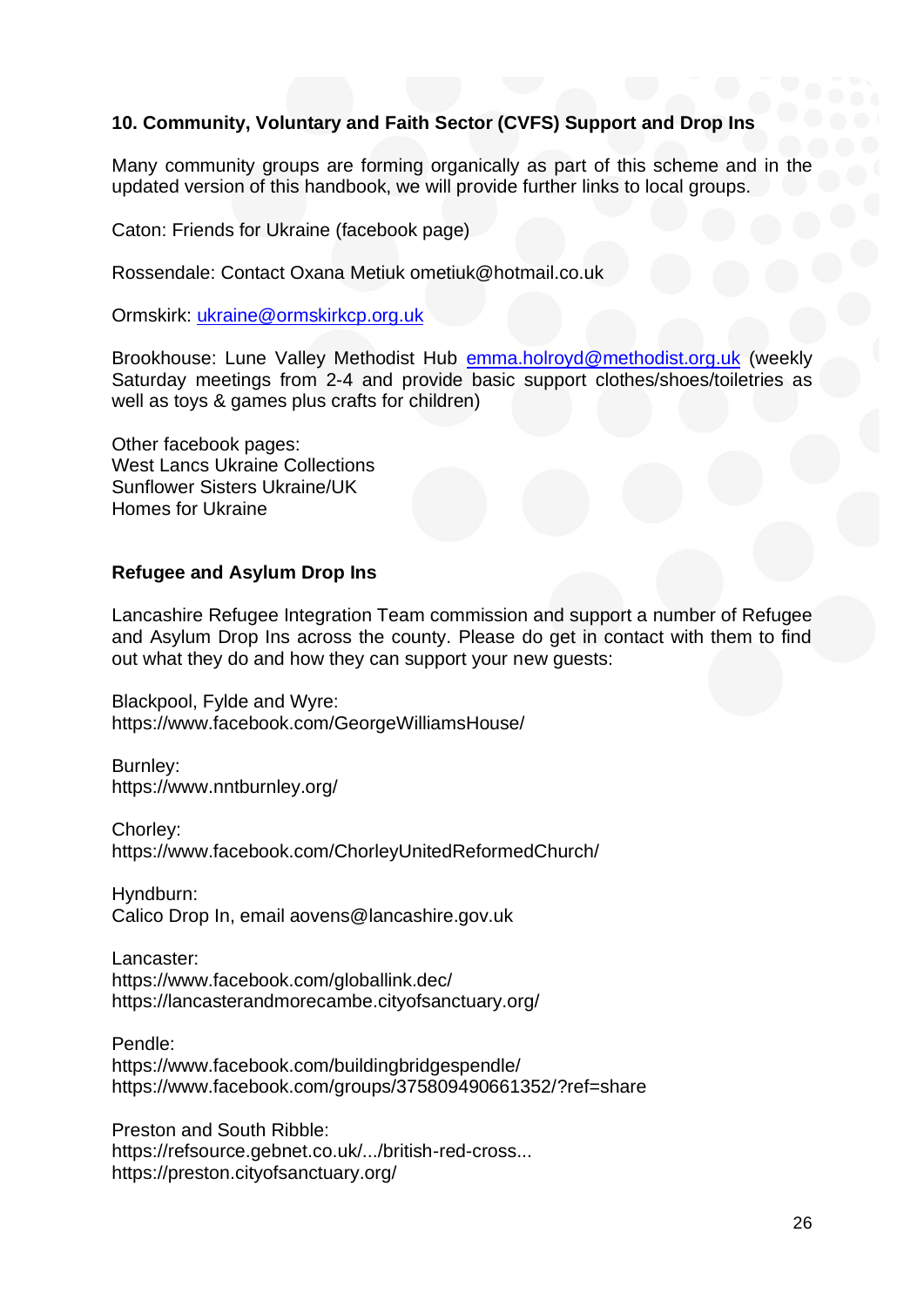## 10. Community, Voluntary and Faith Sector (CVFS) Support and Drop Ins

Many community groups are forming organically as part of this scheme and in the updated version of this handbook, we will provide further links to local groups.

Caton: Friends for Ukraine (facebook page)

Rossendale: Contact Oxana Metiuk ometiuk@hotmail.co.uk

Ormskirk: [ukraine@ormskirkcp.org.uk](mailto:ukraine@ormskirkcp.org.uk)

Brookhouse: Lune Valley Methodist Hub [emma.holroyd@methodist.org.uk](mailto:emma.holroyd@methodist.org.uk) (weekly Saturday meetings from 2-4 and provide basic support clothes/shoes/toiletries as well as toys & games plus crafts for children)

Other facebook pages:
West Lancs Ukraine Collections
Sunflower Sisters Ukraine/UK
Homes for Ukraine

### Refugee and Asylum Drop Ins

Lancashire Refugee Integration Team commission and support a number of Refugee and Asylum Drop Ins across the county. Please do get in contact with them to find out what they do and how they can support your new guests:

Blackpool, Fylde and Wyre:
https://www.facebook.com/GeorgeWilliamsHouse/

Burnley:
https://www.nntburnley.org/

Chorley:
https://www.facebook.com/ChorleyUnitedReformedChurch/

Hyndburn:
Calico Drop In, email aovens@lancashire.gov.uk

Lancaster:
https://www.facebook.com/globallink.dec/
https://lancasterandmorecambe.cityofsanctuary.org/

Pendle:
https://www.facebook.com/buildingbridgespendle/
https://www.facebook.com/groups/375809490661352/?ref=share

Preston and South Ribble:
https://refsource.gebnet.co.uk/.../british-red-cross...
https://preston.cityofsanctuary.org/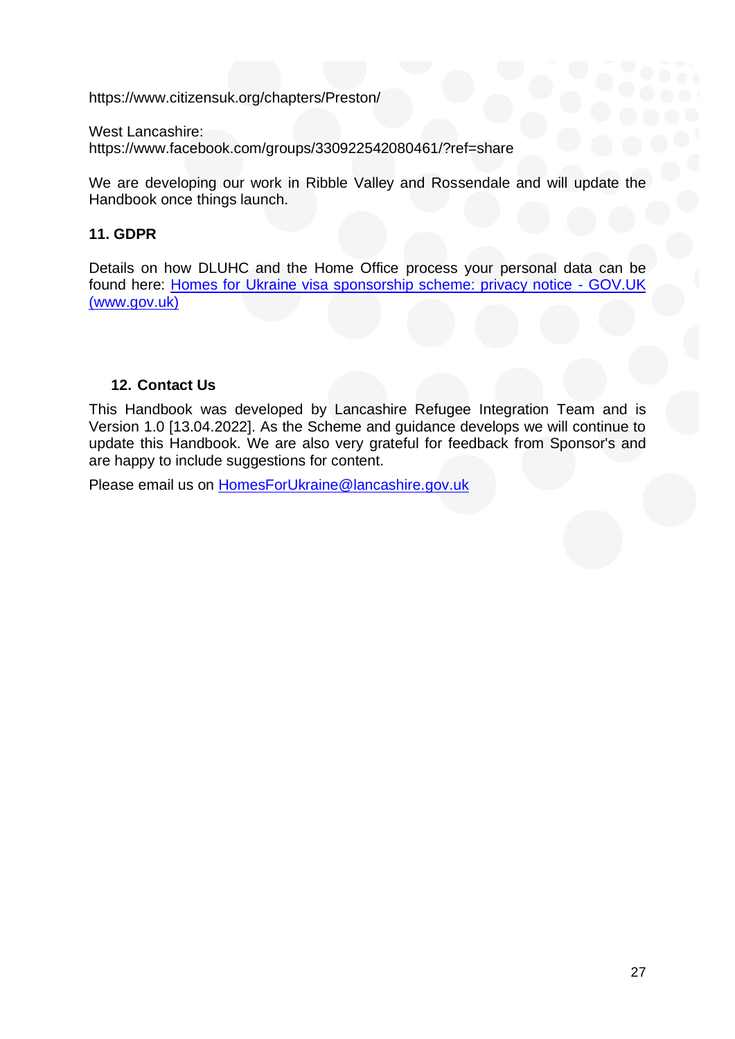https://www.citizensuk.org/chapters/Preston/

West Lancashire:
https://www.facebook.com/groups/330922542080461/?ref=share

We are developing our work in Ribble Valley and Rossendale and will update the Handbook once things launch.

## 11. GDPR

Details on how DLUHC and the Home Office process your personal data can be found here: [Homes for Ukraine visa sponsorship scheme: privacy notice - GOV.UK (www.gov.uk)](www.gov.uk)

## 12. Contact Us

This Handbook was developed by Lancashire Refugee Integration Team and is Version 1.0 [13.04.2022]. As the Scheme and guidance develops we will continue to update this Handbook. We are also very grateful for feedback from Sponsor's and are happy to include suggestions for content.

Please email us on [HomesForUkraine@lancashire.gov.uk](mailto:HomesForUkraine@lancashire.gov.uk)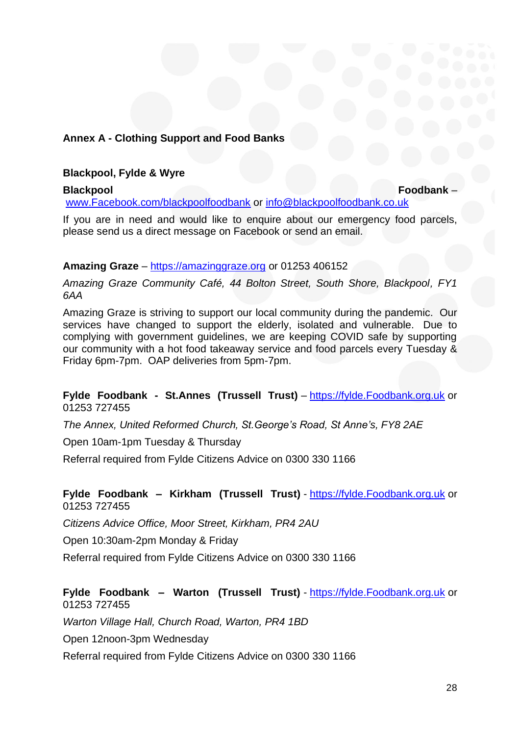**Annex A - Clothing Support and Food Banks**

**Blackpool, Fylde & Wyre**

**Blackpool Foodbank** – www.Facebook.com/blackpoolfoodbank or info@blackpoolfoodbank.co.uk

If you are in need and would like to enquire about our emergency food parcels, please send us a direct message on Facebook or send an email.

**Amazing Graze** – https://amazinggraze.org or 01253 406152

*Amazing Graze Community Café, 44 Bolton Street, South Shore, Blackpool, FY1 6AA*

Amazing Graze is striving to support our local community during the pandemic. Our services have changed to support the elderly, isolated and vulnerable. Due to complying with government guidelines, we are keeping COVID safe by supporting our community with a hot food takeaway service and food parcels every Tuesday & Friday 6pm-7pm. OAP deliveries from 5pm-7pm.

**Fylde Foodbank - St.Annes (Trussell Trust)** – https://fylde.Foodbank.org.uk or 01253 727455

*The Annex, United Reformed Church, St.George's Road, St Anne's, FY8 2AE*

Open 10am-1pm Tuesday & Thursday

Referral required from Fylde Citizens Advice on 0300 330 1166

**Fylde Foodbank – Kirkham (Trussell Trust)** - https://fylde.Foodbank.org.uk or 01253 727455

*Citizens Advice Office, Moor Street, Kirkham, PR4 2AU*

Open 10:30am-2pm Monday & Friday

Referral required from Fylde Citizens Advice on 0300 330 1166

**Fylde Foodbank – Warton (Trussell Trust)** - https://fylde.Foodbank.org.uk or 01253 727455

*Warton Village Hall, Church Road, Warton, PR4 1BD*

Open 12noon-3pm Wednesday

Referral required from Fylde Citizens Advice on 0300 330 1166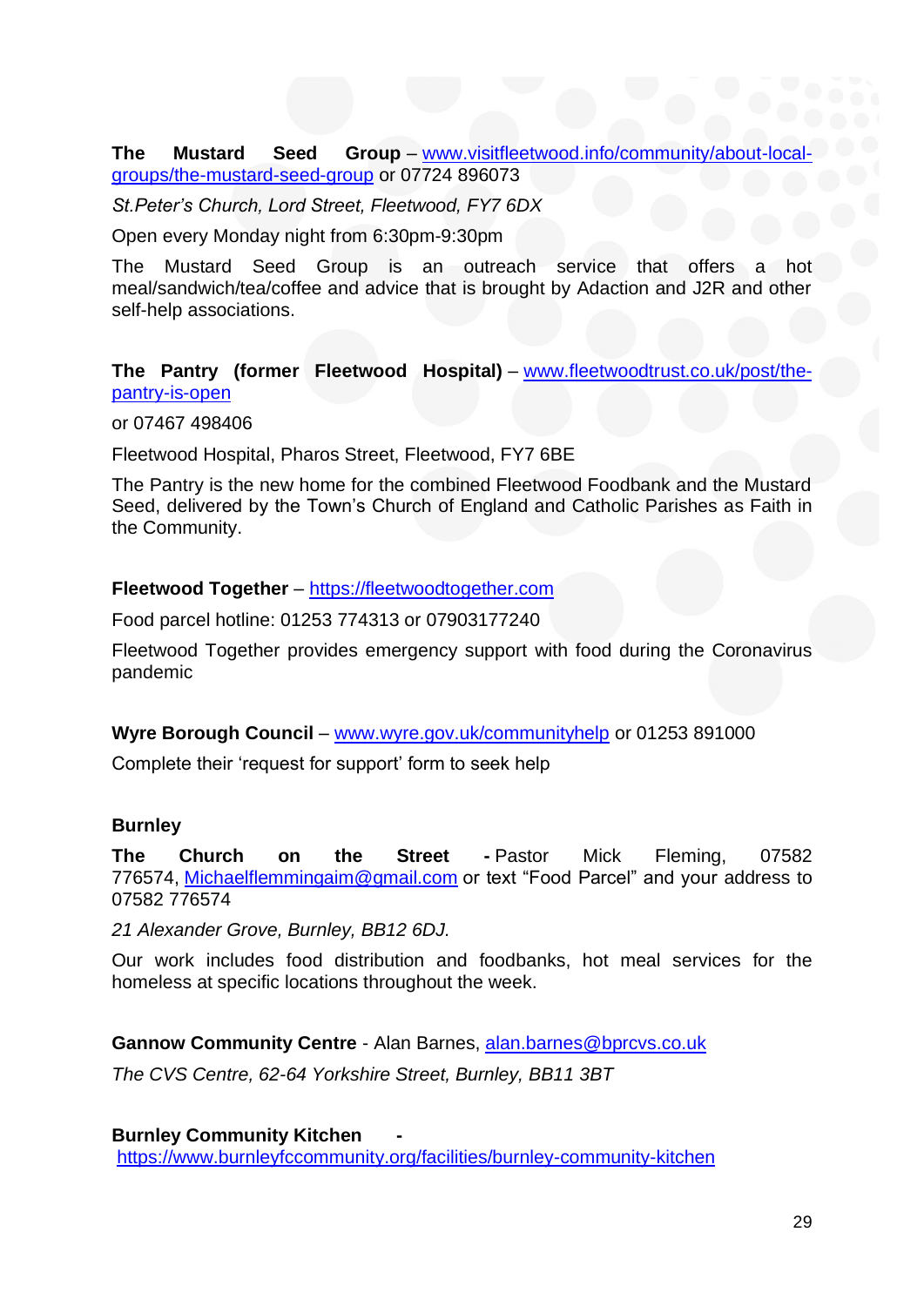**The Mustard Seed Group** – www.visitfleetwood.info/community/about-local-groups/the-mustard-seed-group or 07724 896073

*St.Peter's Church, Lord Street, Fleetwood, FY7 6DX*

Open every Monday night from 6:30pm-9:30pm

The Mustard Seed Group is an outreach service that offers a hot meal/sandwich/tea/coffee and advice that is brought by Adaction and J2R and other self-help associations.

**The Pantry (former Fleetwood Hospital)** – www.fleetwoodtrust.co.uk/post/the-pantry-is-open

or 07467 498406

Fleetwood Hospital, Pharos Street, Fleetwood, FY7 6BE

The Pantry is the new home for the combined Fleetwood Foodbank and the Mustard Seed, delivered by the Town's Church of England and Catholic Parishes as Faith in the Community.

**Fleetwood Together** – https://fleetwoodtogether.com

Food parcel hotline: 01253 774313 or 07903177240

Fleetwood Together provides emergency support with food during the Coronavirus pandemic

**Wyre Borough Council** – www.wyre.gov.uk/communityhelp or 01253 891000

Complete their 'request for support' form to seek help

**Burnley**

**The Church on the Street** - Pastor Mick Fleming, 07582 776574, Michaelflemmingaim@gmail.com or text "Food Parcel" and your address to 07582 776574

*21 Alexander Grove, Burnley, BB12 6DJ.*

Our work includes food distribution and foodbanks, hot meal services for the homeless at specific locations throughout the week.

**Gannow Community Centre** - Alan Barnes, alan.barnes@bprcvs.co.uk

*The CVS Centre, 62-64 Yorkshire Street, Burnley, BB11 3BT*

**Burnley Community Kitchen** - https://www.burnleyfccommunity.org/facilities/burnley-community-kitchen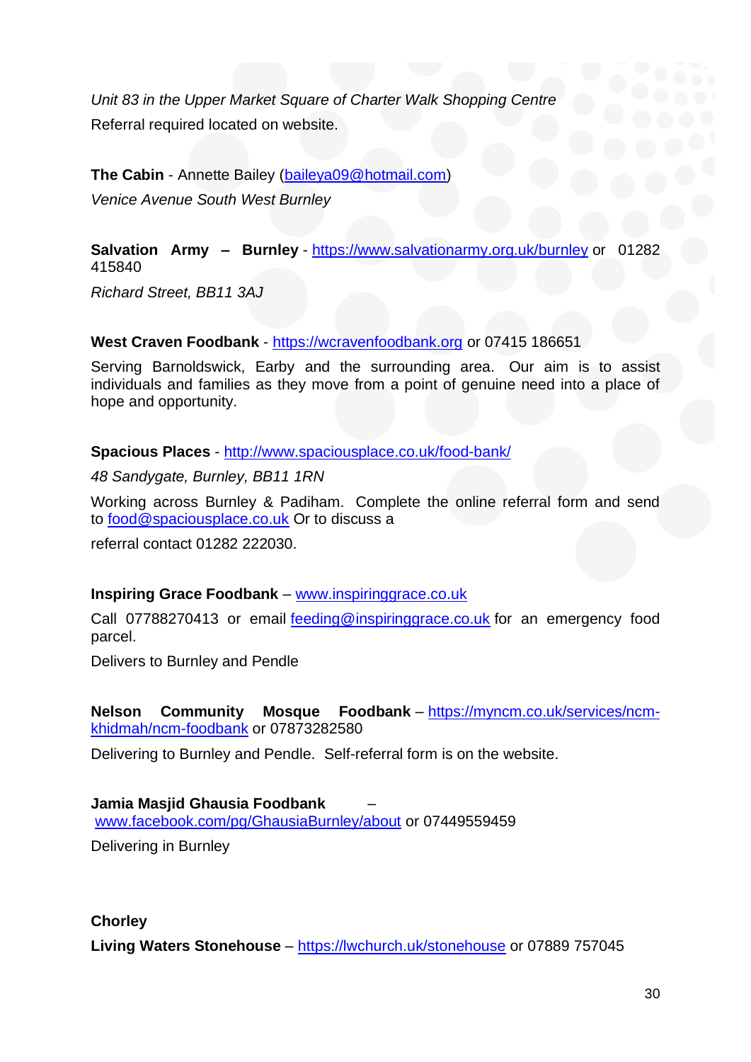*Unit 83 in the Upper Market Square of Charter Walk Shopping Centre*

Referral required located on website.

**The Cabin** - Annette Bailey (baileya09@hotmail.com)

*Venice Avenue South West Burnley*

**Salvation Army – Burnley** - https://www.salvationarmy.org.uk/burnley or 01282 415840

*Richard Street, BB11 3AJ*

**West Craven Foodbank** - https://wcravenfoodbank.org or 07415 186651

Serving Barnoldswick, Earby and the surrounding area. Our aim is to assist individuals and families as they move from a point of genuine need into a place of hope and opportunity.

**Spacious Places** - http://www.spaciousplace.co.uk/food-bank/

*48 Sandygate, Burnley, BB11 1RN*

Working across Burnley & Padiham. Complete the online referral form and send to food@spaciousplace.co.uk Or to discuss a

referral contact 01282 222030.

**Inspiring Grace Foodbank** – www.inspiringgrace.co.uk

Call 07788270413 or email feeding@inspiringgrace.co.uk for an emergency food parcel.

Delivers to Burnley and Pendle

**Nelson Community Mosque Foodbank** – https://myncm.co.uk/services/ncm-khidmah/ncm-foodbank or 07873282580

Delivering to Burnley and Pendle. Self-referral form is on the website.

**Jamia Masjid Ghausia Foodbank** – www.facebook.com/pg/GhausiaBurnley/about or 07449559459

Delivering in Burnley

**Chorley**

**Living Waters Stonehouse** – https://lwchurch.uk/stonehouse or 07889 757045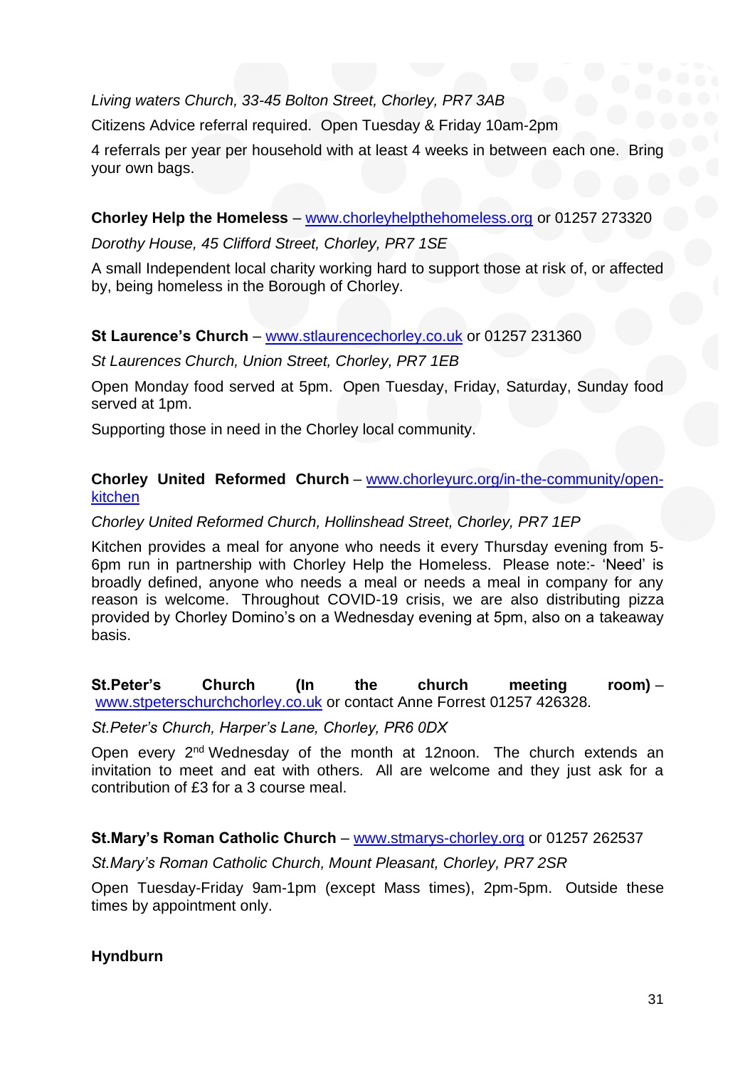*Living waters Church, 33-45 Bolton Street, Chorley, PR7 3AB*

Citizens Advice referral required. Open Tuesday & Friday 10am-2pm

4 referrals per year per household with at least 4 weeks in between each one. Bring your own bags.

**Chorley Help the Homeless** – www.chorleyhelpthehomeless.org or 01257 273320

*Dorothy House, 45 Clifford Street, Chorley, PR7 1SE*

A small Independent local charity working hard to support those at risk of, or affected by, being homeless in the Borough of Chorley.

**St Laurence's Church** – www.stlaurencechorley.co.uk or 01257 231360

*St Laurences Church, Union Street, Chorley, PR7 1EB*

Open Monday food served at 5pm. Open Tuesday, Friday, Saturday, Sunday food served at 1pm.

Supporting those in need in the Chorley local community.

**Chorley United Reformed Church** – www.chorleyurc.org/in-the-community/open-kitchen

*Chorley United Reformed Church, Hollinshead Street, Chorley, PR7 1EP*

Kitchen provides a meal for anyone who needs it every Thursday evening from 5-6pm run in partnership with Chorley Help the Homeless. Please note:- 'Need' is broadly defined, anyone who needs a meal or needs a meal in company for any reason is welcome. Throughout COVID-19 crisis, we are also distributing pizza provided by Chorley Domino's on a Wednesday evening at 5pm, also on a takeaway basis.

**St.Peter's Church (In the church meeting room)** – www.stpeterschurchchorley.co.uk or contact Anne Forrest 01257 426328.

*St.Peter's Church, Harper's Lane, Chorley, PR6 0DX*

Open every 2nd Wednesday of the month at 12noon. The church extends an invitation to meet and eat with others. All are welcome and they just ask for a contribution of £3 for a 3 course meal.

**St.Mary's Roman Catholic Church** – www.stmarys-chorley.org or 01257 262537

*St.Mary's Roman Catholic Church, Mount Pleasant, Chorley, PR7 2SR*

Open Tuesday-Friday 9am-1pm (except Mass times), 2pm-5pm. Outside these times by appointment only.

**Hyndburn**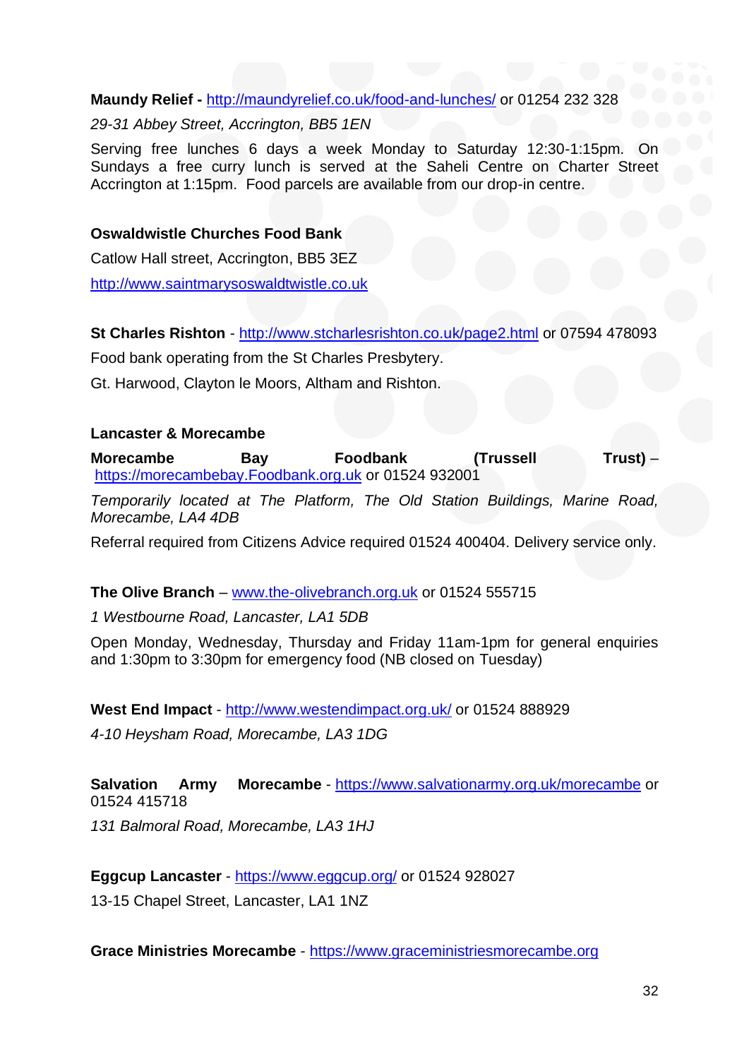**Maundy Relief -** http://maundyrelief.co.uk/food-and-lunches/ or 01254 232 328

*29-31 Abbey Street, Accrington, BB5 1EN*

Serving free lunches 6 days a week Monday to Saturday 12:30-1:15pm. On Sundays a free curry lunch is served at the Saheli Centre on Charter Street Accrington at 1:15pm. Food parcels are available from our drop-in centre.

**Oswaldwistle Churches Food Bank**

Catlow Hall street, Accrington, BB5 3EZ

http://www.saintmarysoswaldtwistle.co.uk

**St Charles Rishton** - http://www.stcharlesrishton.co.uk/page2.html or 07594 478093

Food bank operating from the St Charles Presbytery.

Gt. Harwood, Clayton le Moors, Altham and Rishton.

**Lancaster & Morecambe**

**Morecambe Bay Foodbank (Trussell Trust)** – https://morecambebay.Foodbank.org.uk or 01524 932001

*Temporarily located at The Platform, The Old Station Buildings, Marine Road, Morecambe, LA4 4DB*

Referral required from Citizens Advice required 01524 400404. Delivery service only.

**The Olive Branch** – www.the-olivebranch.org.uk or 01524 555715

*1 Westbourne Road, Lancaster, LA1 5DB*

Open Monday, Wednesday, Thursday and Friday 11am-1pm for general enquiries and 1:30pm to 3:30pm for emergency food (NB closed on Tuesday)

**West End Impact** - http://www.westendimpact.org.uk/ or 01524 888929

*4-10 Heysham Road, Morecambe, LA3 1DG*

**Salvation Army Morecambe** - https://www.salvationarmy.org.uk/morecambe or 01524 415718

*131 Balmoral Road, Morecambe, LA3 1HJ*

**Eggcup Lancaster** - https://www.eggcup.org/ or 01524 928027

13-15 Chapel Street, Lancaster, LA1 1NZ

**Grace Ministries Morecambe** - https://www.graceministriesmorecambe.org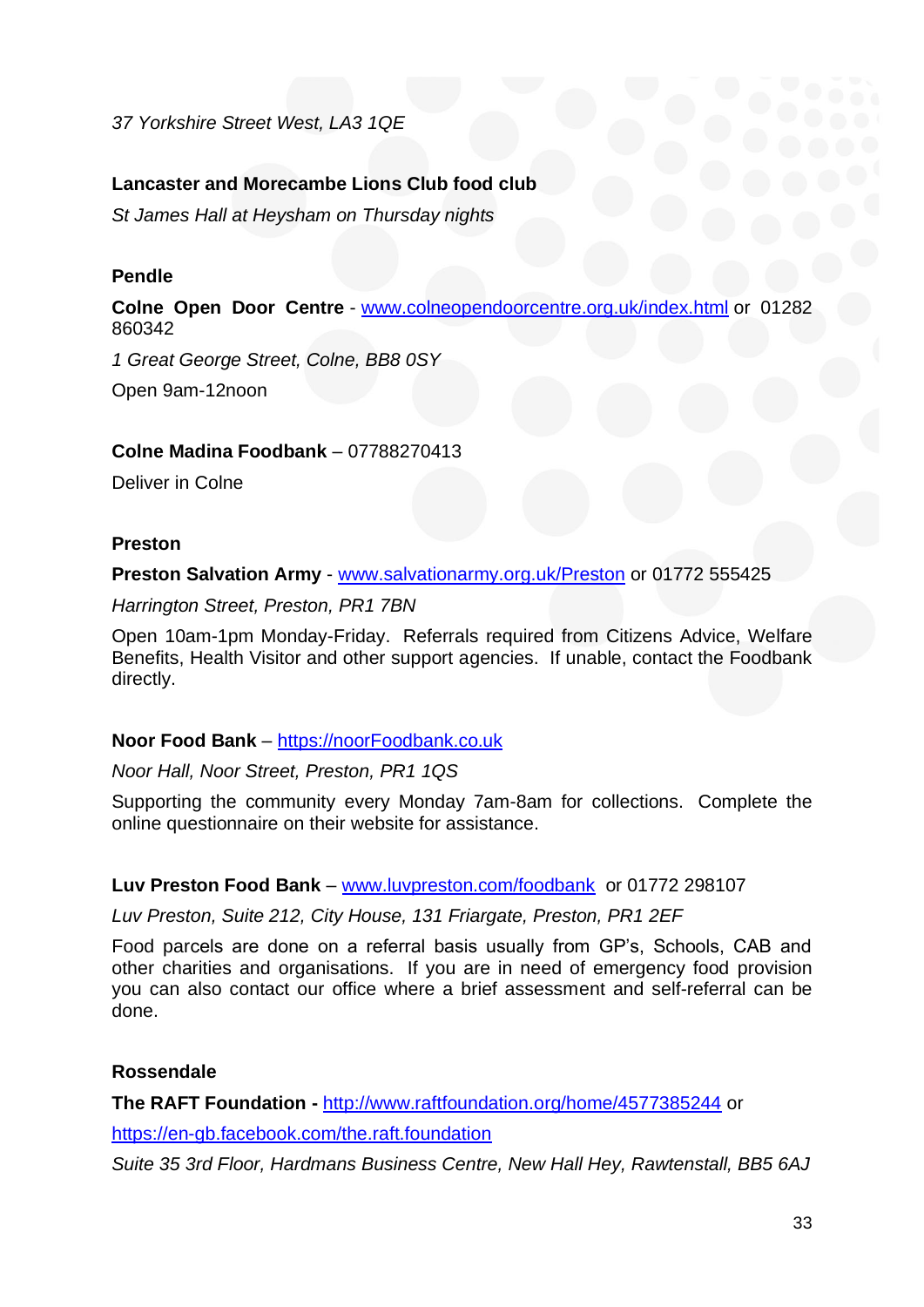*37 Yorkshire Street West, LA3 1QE*

**Lancaster and Morecambe Lions Club food club**

*St James Hall at Heysham on Thursday nights*

**Pendle**

**Colne Open Door Centre** - www.colneopendoorcentre.org.uk/index.html or 01282 860342

*1 Great George Street, Colne, BB8 0SY*

Open 9am-12noon

**Colne Madina Foodbank** – 07788270413

Deliver in Colne

**Preston**

**Preston Salvation Army** - www.salvationarmy.org.uk/Preston or 01772 555425

*Harrington Street, Preston, PR1 7BN*

Open 10am-1pm Monday-Friday. Referrals required from Citizens Advice, Welfare Benefits, Health Visitor and other support agencies. If unable, contact the Foodbank directly.

**Noor Food Bank** – https://noorFoodbank.co.uk

*Noor Hall, Noor Street, Preston, PR1 1QS*

Supporting the community every Monday 7am-8am for collections. Complete the online questionnaire on their website for assistance.

**Luv Preston Food Bank** – www.luvpreston.com/foodbank or 01772 298107

*Luv Preston, Suite 212, City House, 131 Friargate, Preston, PR1 2EF*

Food parcels are done on a referral basis usually from GP's, Schools, CAB and other charities and organisations. If you are in need of emergency food provision you can also contact our office where a brief assessment and self-referral can be done.

**Rossendale**

**The RAFT Foundation -** http://www.raftfoundation.org/home/4577385244 or https://en-gb.facebook.com/the.raft.foundation

*Suite 35 3rd Floor, Hardmans Business Centre, New Hall Hey, Rawtenstall, BB5 6AJ*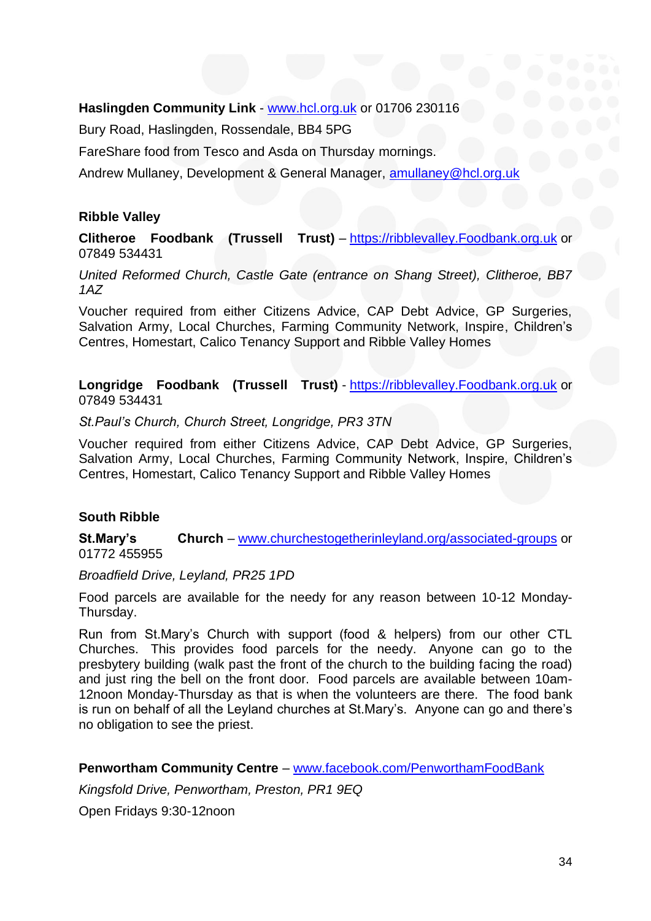**Haslingden Community Link** - www.hcl.org.uk or 01706 230116

Bury Road, Haslingden, Rossendale, BB4 5PG

FareShare food from Tesco and Asda on Thursday mornings.

Andrew Mullaney, Development & General Manager, amullaney@hcl.org.uk

**Ribble Valley**

**Clitheroe Foodbank (Trussell Trust)** – https://ribblevalley.Foodbank.org.uk or 07849 534431

*United Reformed Church, Castle Gate (entrance on Shang Street), Clitheroe, BB7 1AZ*

Voucher required from either Citizens Advice, CAP Debt Advice, GP Surgeries, Salvation Army, Local Churches, Farming Community Network, Inspire, Children's Centres, Homestart, Calico Tenancy Support and Ribble Valley Homes

**Longridge Foodbank (Trussell Trust)** - https://ribblevalley.Foodbank.org.uk or 07849 534431

*St.Paul's Church, Church Street, Longridge, PR3 3TN*

Voucher required from either Citizens Advice, CAP Debt Advice, GP Surgeries, Salvation Army, Local Churches, Farming Community Network, Inspire, Children's Centres, Homestart, Calico Tenancy Support and Ribble Valley Homes

**South Ribble**

**St.Mary's Church** – www.churchestogetherinleyland.org/associated-groups or 01772 455955

*Broadfield Drive, Leyland, PR25 1PD*

Food parcels are available for the needy for any reason between 10-12 Monday-Thursday.

Run from St.Mary's Church with support (food & helpers) from our other CTL Churches. This provides food parcels for the needy. Anyone can go to the presbytery building (walk past the front of the church to the building facing the road) and just ring the bell on the front door. Food parcels are available between 10am-12noon Monday-Thursday as that is when the volunteers are there. The food bank is run on behalf of all the Leyland churches at St.Mary's. Anyone can go and there's no obligation to see the priest.

**Penwortham Community Centre** – www.facebook.com/PenworthamFoodBank

*Kingsfold Drive, Penwortham, Preston, PR1 9EQ*

Open Fridays 9:30-12noon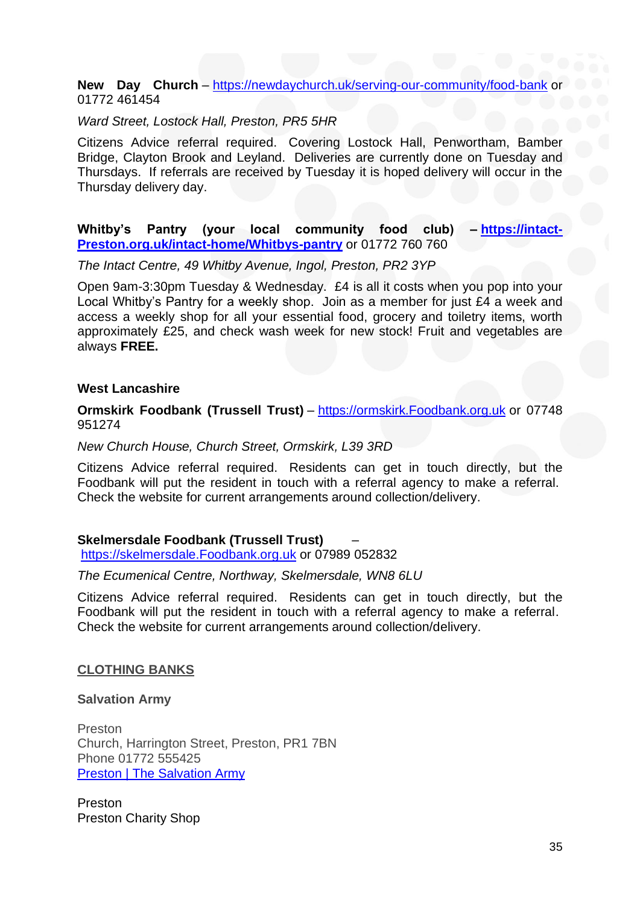**New Day Church** – https://newdaychurch.uk/serving-our-community/food-bank or 01772 461454

*Ward Street, Lostock Hall, Preston, PR5 5HR*

Citizens Advice referral required. Covering Lostock Hall, Penwortham, Bamber Bridge, Clayton Brook and Leyland. Deliveries are currently done on Tuesday and Thursdays. If referrals are received by Tuesday it is hoped delivery will occur in the Thursday delivery day.

**Whitby's Pantry (your local community food club) – https://intact-Preston.org.uk/intact-home/Whitbys-pantry** or 01772 760 760

*The Intact Centre, 49 Whitby Avenue, Ingol, Preston, PR2 3YP*

Open 9am-3:30pm Tuesday & Wednesday. £4 is all it costs when you pop into your Local Whitby's Pantry for a weekly shop. Join as a member for just £4 a week and access a weekly shop for all your essential food, grocery and toiletry items, worth approximately £25, and check wash week for new stock! Fruit and vegetables are always **FREE.**

**West Lancashire**

**Ormskirk Foodbank (Trussell Trust)** – https://ormskirk.Foodbank.org.uk or 07748 951274

*New Church House, Church Street, Ormskirk, L39 3RD*

Citizens Advice referral required. Residents can get in touch directly, but the Foodbank will put the resident in touch with a referral agency to make a referral. Check the website for current arrangements around collection/delivery.

**Skelmersdale Foodbank (Trussell Trust)** – https://skelmersdale.Foodbank.org.uk or 07989 052832

*The Ecumenical Centre, Northway, Skelmersdale, WN8 6LU*

Citizens Advice referral required. Residents can get in touch directly, but the Foodbank will put the resident in touch with a referral agency to make a referral. Check the website for current arrangements around collection/delivery.

## CLOTHING BANKS

**Salvation Army**

Preston
Church, Harrington Street, Preston, PR1 7BN
Phone 01772 555425
Preston | The Salvation Army

Preston
Preston Charity Shop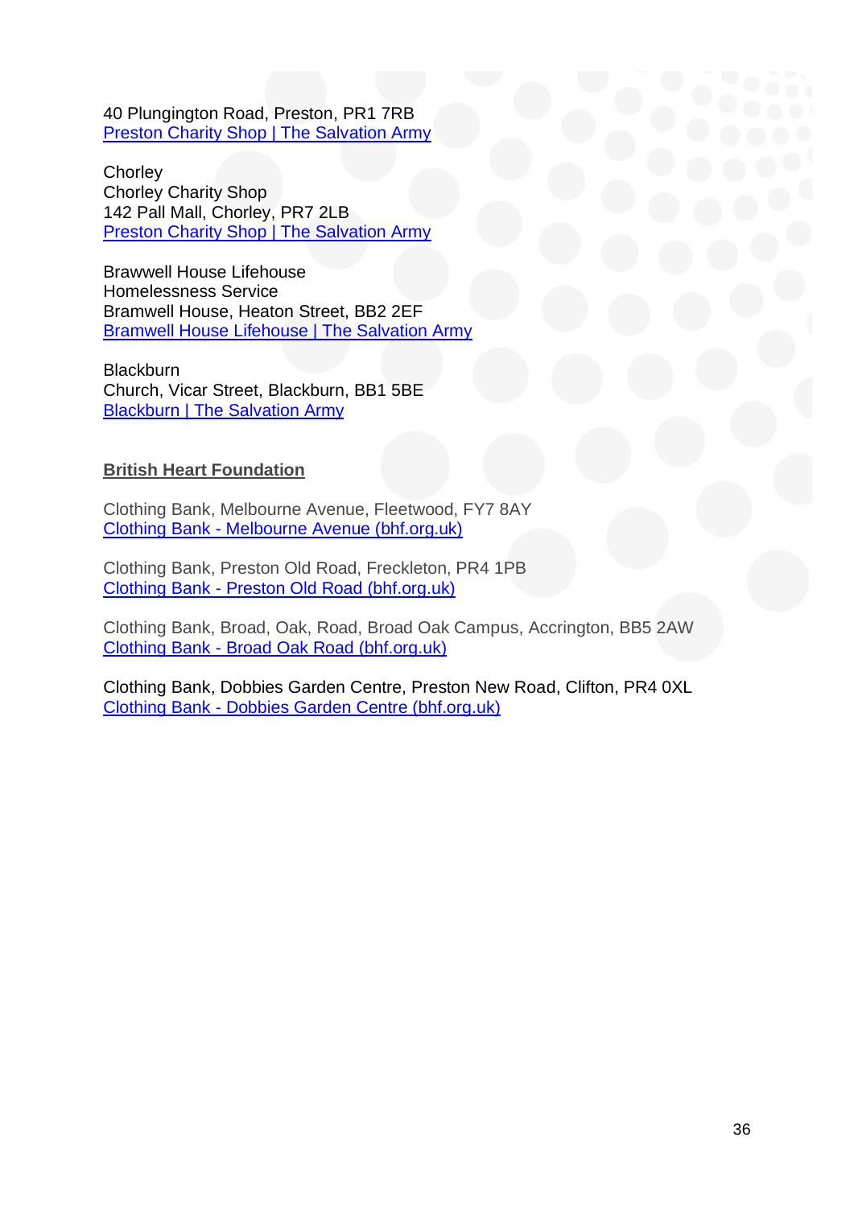40 Plungington Road, Preston, PR1 7RB
Preston Charity Shop | The Salvation Army

Chorley
Chorley Charity Shop
142 Pall Mall, Chorley, PR7 2LB
Preston Charity Shop | The Salvation Army

Brawwell House Lifehouse
Homelessness Service
Bramwell House, Heaton Street, BB2 2EF
Bramwell House Lifehouse | The Salvation Army

Blackburn
Church, Vicar Street, Blackburn, BB1 5BE
Blackburn | The Salvation Army

**British Heart Foundation**

Clothing Bank, Melbourne Avenue, Fleetwood, FY7 8AY
Clothing Bank - Melbourne Avenue (bhf.org.uk)

Clothing Bank, Preston Old Road, Freckleton, PR4 1PB
Clothing Bank - Preston Old Road (bhf.org.uk)

Clothing Bank, Broad, Oak, Road, Broad Oak Campus, Accrington, BB5 2AW
Clothing Bank - Broad Oak Road (bhf.org.uk)

Clothing Bank, Dobbies Garden Centre, Preston New Road, Clifton, PR4 0XL
Clothing Bank - Dobbies Garden Centre (bhf.org.uk)